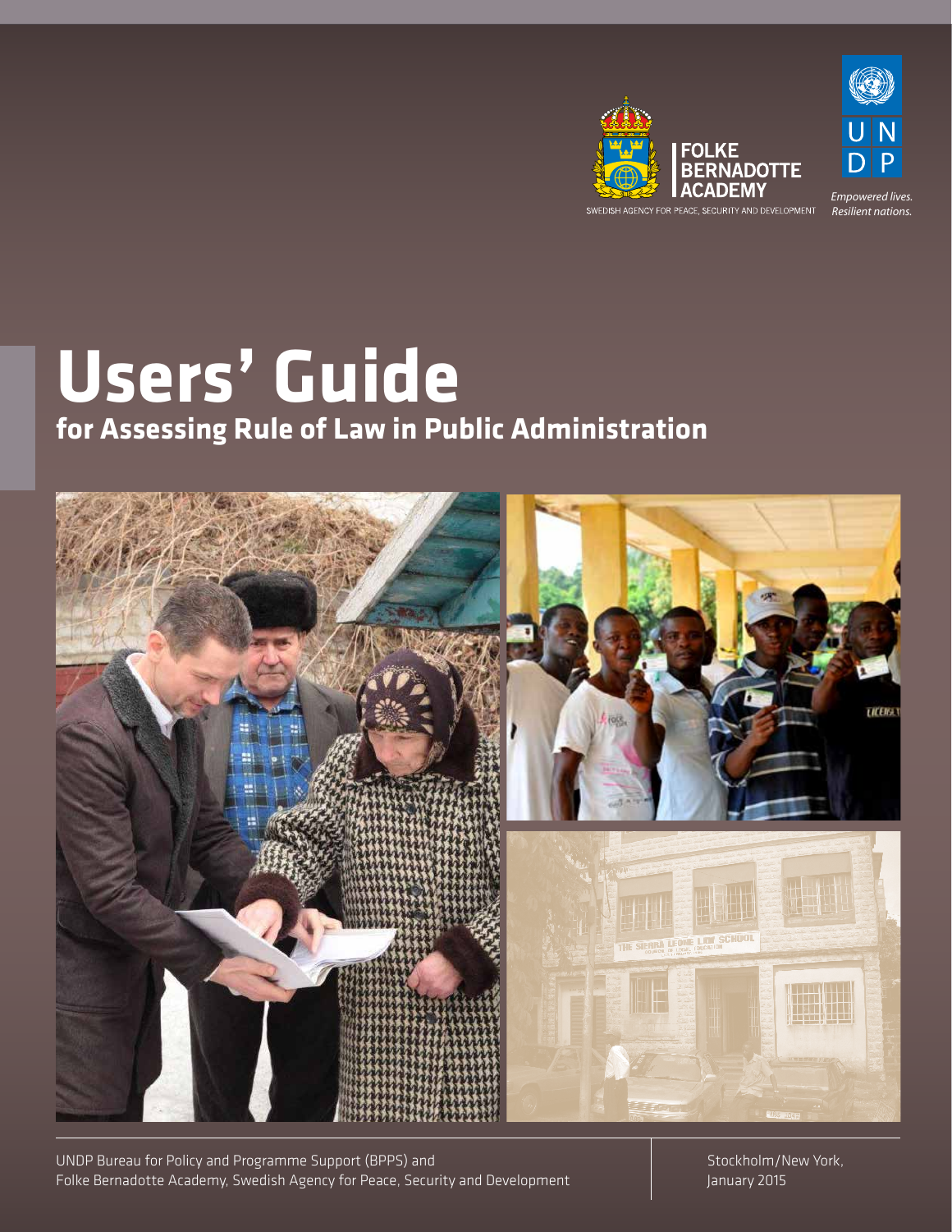FOLKE BERNADOTTE ACADEMY

SWEDISH AGENCY FOR PEACE, SECURITY AND DEVELOPMENT

UN DP

*Empowered lives. Resilient nations.*

# Users' Guide

## for Assessing Rule of Law in Public Administration

UNDP Bureau for Policy and Programme Support (BPPS) and
Folke Bernadotte Academy, Swedish Agency for Peace, Security and Development

Stockholm/New York,
January 2015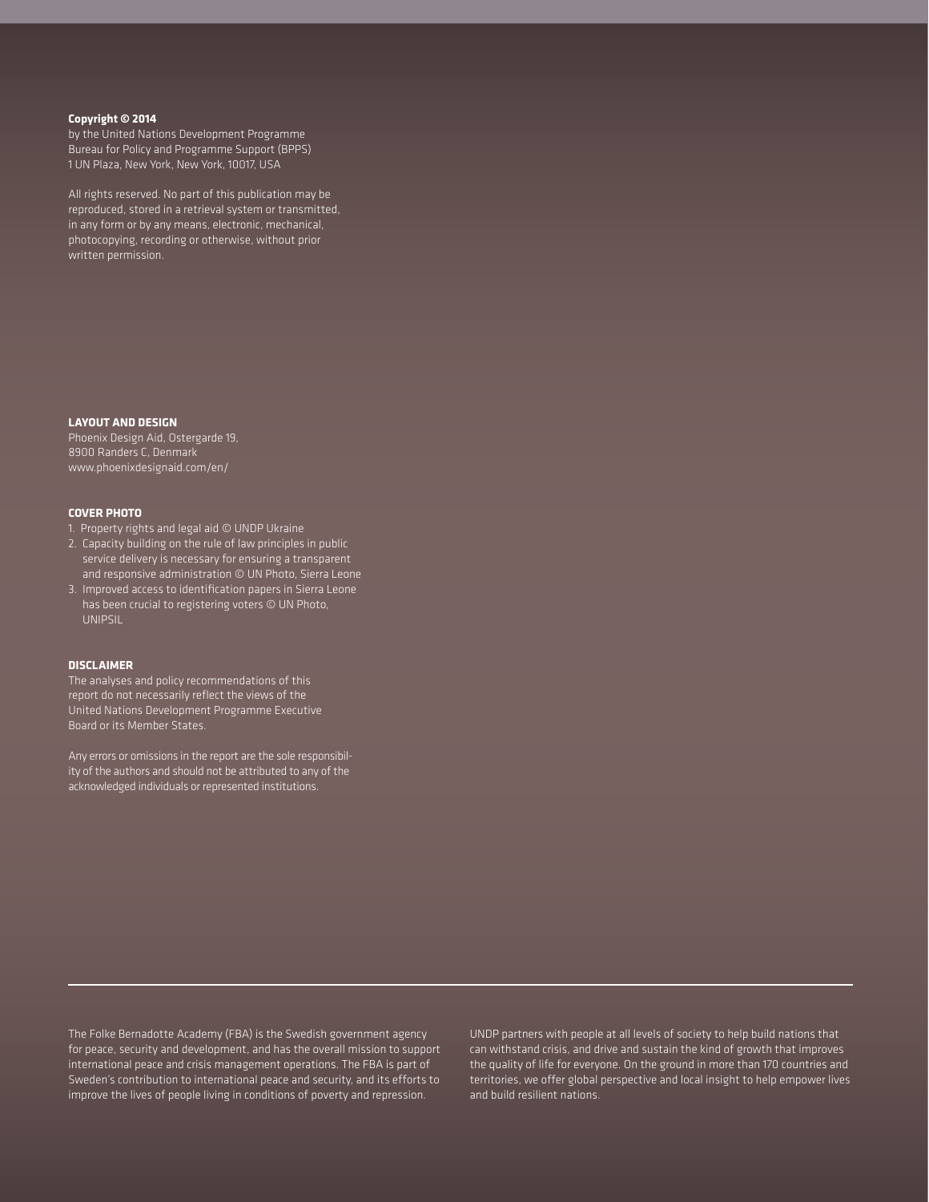**Copyright © 2014**
by the United Nations Development Programme
Bureau for Policy and Programme Support (BPPS)
1 UN Plaza, New York, New York, 10017, USA

All rights reserved. No part of this publication may be reproduced, stored in a retrieval system or transmitted, in any form or by any means, electronic, mechanical, photocopying, recording or otherwise, without prior written permission.

**LAYOUT AND DESIGN**
Phoenix Design Aid, Ostergarde 19,
8900 Randers C, Denmark
www.phoenixdesignaid.com/en/

**COVER PHOTO**

1. Property rights and legal aid © UNDP Ukraine
2. Capacity building on the rule of law principles in public service delivery is necessary for ensuring a transparent and responsive administration © UN Photo, Sierra Leone
3. Improved access to identification papers in Sierra Leone has been crucial to registering voters © UN Photo, UNIPSIL

**DISCLAIMER**
The analyses and policy recommendations of this report do not necessarily reflect the views of the United Nations Development Programme Executive Board or its Member States.

Any errors or omissions in the report are the sole responsibility of the authors and should not be attributed to any of the acknowledged individuals or represented institutions.

---

The Folke Bernadotte Academy (FBA) is the Swedish government agency for peace, security and development, and has the overall mission to support international peace and crisis management operations. The FBA is part of Sweden's contribution to international peace and security, and its efforts to improve the lives of people living in conditions of poverty and repression.

UNDP partners with people at all levels of society to help build nations that can withstand crisis, and drive and sustain the kind of growth that improves the quality of life for everyone. On the ground in more than 170 countries and territories, we offer global perspective and local insight to help empower lives and build resilient nations.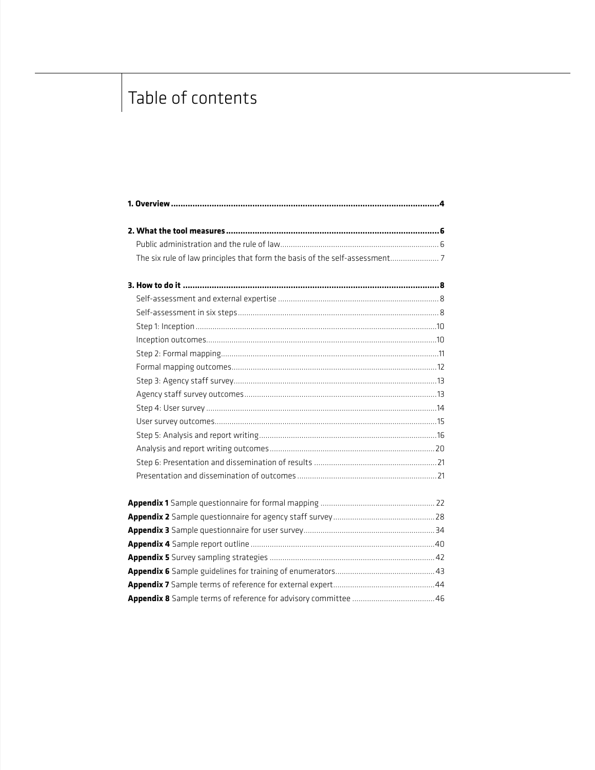# Table of contents

**1. Overview** .......... **4**

**2. What the tool measures** .......... **6**
- Public administration and the rule of law .......... 6
- The six rule of law principles that form the basis of the self-assessment .......... 7

**3. How to do it** .......... **8**
- Self-assessment and external expertise .......... 8
- Self-assessment in six steps .......... 8
- Step 1: Inception .......... 10
- Inception outcomes .......... 10
- Step 2: Formal mapping .......... 11
- Formal mapping outcomes .......... 12
- Step 3: Agency staff survey .......... 13
- Agency staff survey outcomes .......... 13
- Step 4: User survey .......... 14
- User survey outcomes .......... 15
- Step 5: Analysis and report writing .......... 16
- Analysis and report writing outcomes .......... 20
- Step 6: Presentation and dissemination of results .......... 21
- Presentation and dissemination of outcomes .......... 21

**Appendix 1** Sample questionnaire for formal mapping .......... 22
**Appendix 2** Sample questionnaire for agency staff survey .......... 28
**Appendix 3** Sample questionnaire for user survey .......... 34
**Appendix 4** Sample report outline .......... 40
**Appendix 5** Survey sampling strategies .......... 42
**Appendix 6** Sample guidelines for training of enumerators .......... 43
**Appendix 7** Sample terms of reference for external expert .......... 44
**Appendix 8** Sample terms of reference for advisory committee .......... 46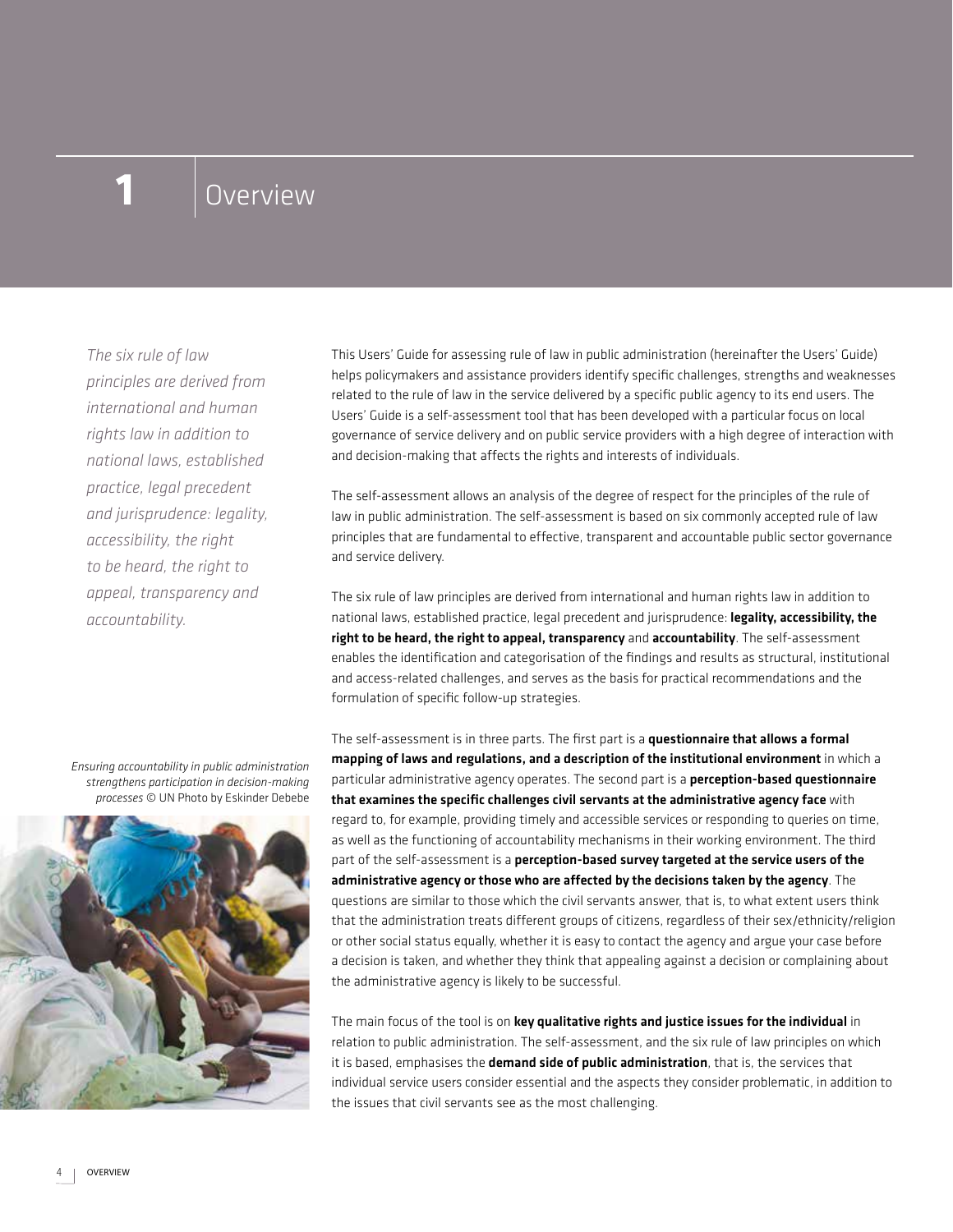# 1 Overview

*The six rule of law principles are derived from international and human rights law in addition to national laws, established practice, legal precedent and jurisprudence: legality, accessibility, the right to be heard, the right to appeal, transparency and accountability.*

This Users' Guide for assessing rule of law in public administration (hereinafter the Users' Guide) helps policymakers and assistance providers identify specific challenges, strengths and weaknesses related to the rule of law in the service delivered by a specific public agency to its end users. The Users' Guide is a self-assessment tool that has been developed with a particular focus on local governance of service delivery and on public service providers with a high degree of interaction with and decision-making that affects the rights and interests of individuals.

The self-assessment allows an analysis of the degree of respect for the principles of the rule of law in public administration. The self-assessment is based on six commonly accepted rule of law principles that are fundamental to effective, transparent and accountable public sector governance and service delivery.

The six rule of law principles are derived from international and human rights law in addition to national laws, established practice, legal precedent and jurisprudence: **legality, accessibility, the right to be heard, the right to appeal, transparency** and **accountability**. The self-assessment enables the identification and categorisation of the findings and results as structural, institutional and access-related challenges, and serves as the basis for practical recommendations and the formulation of specific follow-up strategies.

*Ensuring accountability in public administration strengthens participation in decision-making processes* © UN Photo by Eskinder Debebe

The self-assessment is in three parts. The first part is a **questionnaire that allows a formal mapping of laws and regulations, and a description of the institutional environment** in which a particular administrative agency operates. The second part is a **perception-based questionnaire that examines the specific challenges civil servants at the administrative agency face** with regard to, for example, providing timely and accessible services or responding to queries on time, as well as the functioning of accountability mechanisms in their working environment. The third part of the self-assessment is a **perception-based survey targeted at the service users of the administrative agency or those who are affected by the decisions taken by the agency**. The questions are similar to those which the civil servants answer, that is, to what extent users think that the administration treats different groups of citizens, regardless of their sex/ethnicity/religion or other social status equally, whether it is easy to contact the agency and argue your case before a decision is taken, and whether they think that appealing against a decision or complaining about the administrative agency is likely to be successful.

The main focus of the tool is on **key qualitative rights and justice issues for the individual** in relation to public administration. The self-assessment, and the six rule of law principles on which it is based, emphasises the **demand side of public administration**, that is, the services that individual service users consider essential and the aspects they consider problematic, in addition to the issues that civil servants see as the most challenging.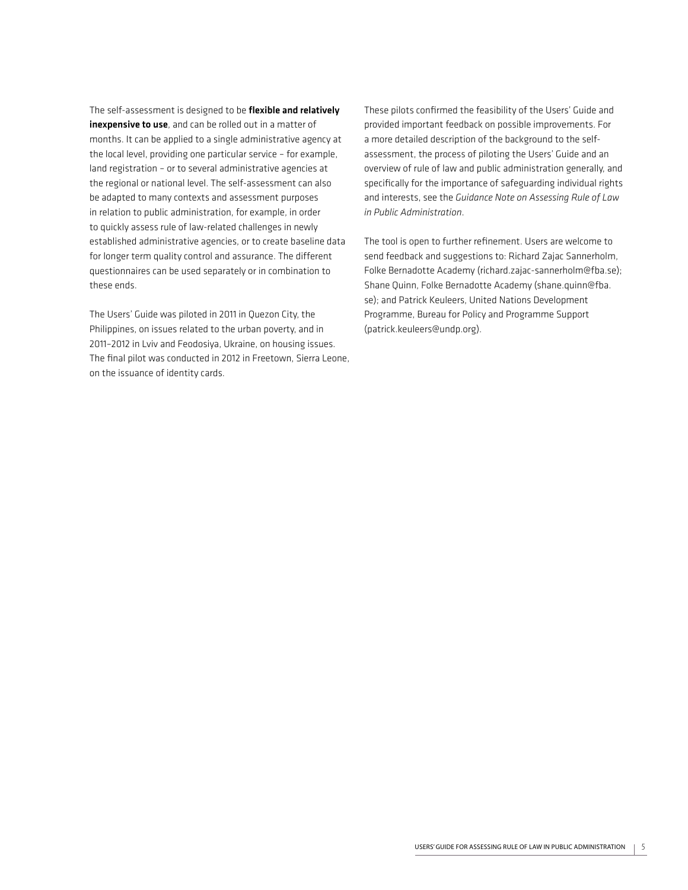The self-assessment is designed to be **flexible and relatively inexpensive to use**, and can be rolled out in a matter of months. It can be applied to a single administrative agency at the local level, providing one particular service – for example, land registration – or to several administrative agencies at the regional or national level. The self-assessment can also be adapted to many contexts and assessment purposes in relation to public administration, for example, in order to quickly assess rule of law-related challenges in newly established administrative agencies, or to create baseline data for longer term quality control and assurance. The different questionnaires can be used separately or in combination to these ends.

The Users' Guide was piloted in 2011 in Quezon City, the Philippines, on issues related to the urban poverty, and in 2011–2012 in Lviv and Feodosiya, Ukraine, on housing issues. The final pilot was conducted in 2012 in Freetown, Sierra Leone, on the issuance of identity cards.

These pilots confirmed the feasibility of the Users' Guide and provided important feedback on possible improvements. For a more detailed description of the background to the self-assessment, the process of piloting the Users' Guide and an overview of rule of law and public administration generally, and specifically for the importance of safeguarding individual rights and interests, see the *Guidance Note on Assessing Rule of Law in Public Administration*.

The tool is open to further refinement. Users are welcome to send feedback and suggestions to: Richard Zajac Sannerholm, Folke Bernadotte Academy (richard.zajac-sannerholm@fba.se); Shane Quinn, Folke Bernadotte Academy (shane.quinn@fba.se); and Patrick Keuleers, United Nations Development Programme, Bureau for Policy and Programme Support (patrick.keuleers@undp.org).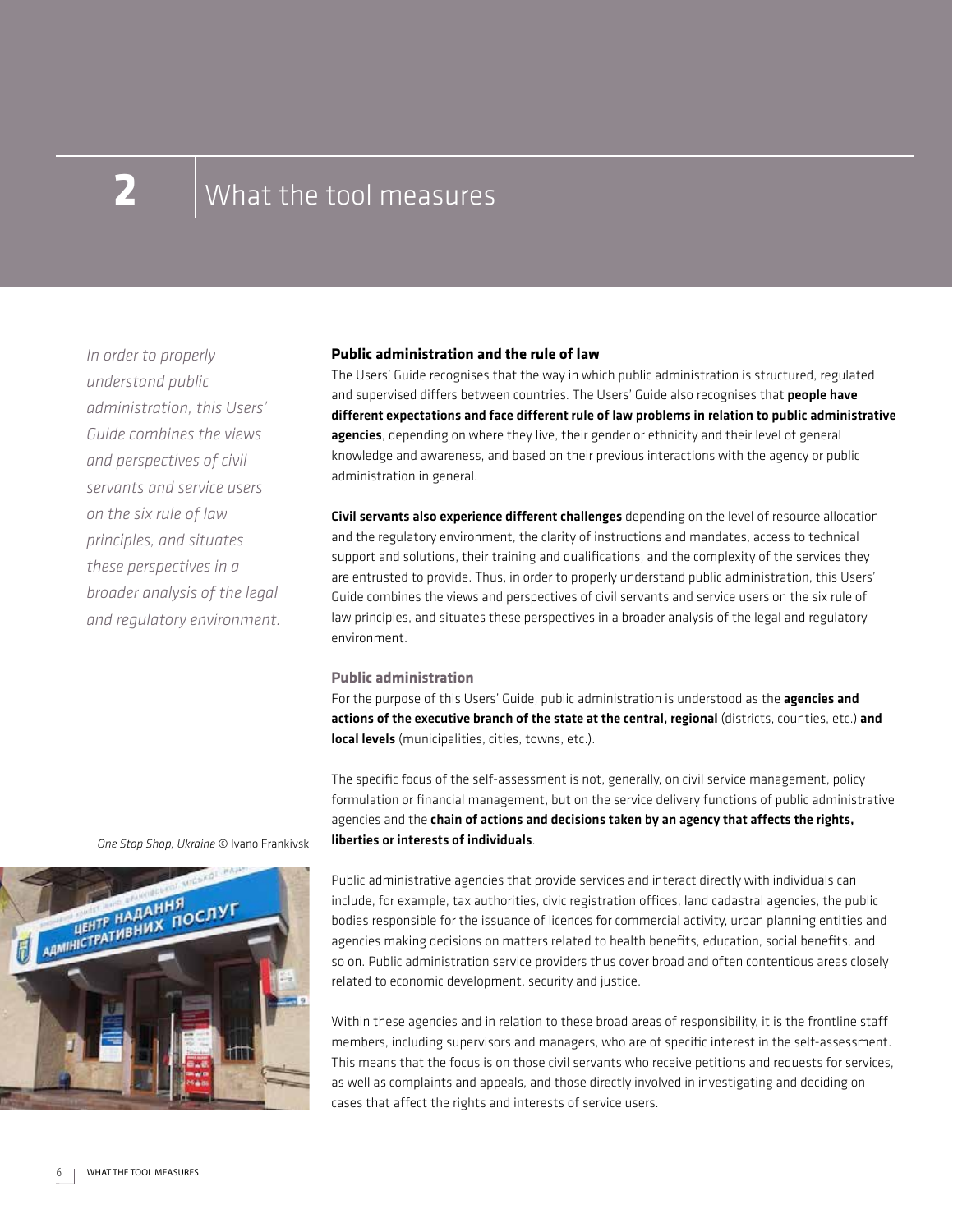# 2 What the tool measures

*In order to properly understand public administration, this Users' Guide combines the views and perspectives of civil servants and service users on the six rule of law principles, and situates these perspectives in a broader analysis of the legal and regulatory environment.*

### Public administration and the rule of law

The Users' Guide recognises that the way in which public administration is structured, regulated and supervised differs between countries. The Users' Guide also recognises that **people have different expectations and face different rule of law problems in relation to public administrative agencies**, depending on where they live, their gender or ethnicity and their level of general knowledge and awareness, and based on their previous interactions with the agency or public administration in general.

**Civil servants also experience different challenges** depending on the level of resource allocation and the regulatory environment, the clarity of instructions and mandates, access to technical support and solutions, their training and qualifications, and the complexity of the services they are entrusted to provide. Thus, in order to properly understand public administration, this Users' Guide combines the views and perspectives of civil servants and service users on the six rule of law principles, and situates these perspectives in a broader analysis of the legal and regulatory environment.

#### Public administration

For the purpose of this Users' Guide, public administration is understood as the **agencies and actions of the executive branch of the state at the central, regional** (districts, counties, etc.) **and local levels** (municipalities, cities, towns, etc.).

The specific focus of the self-assessment is not, generally, on civil service management, policy formulation or financial management, but on the service delivery functions of public administrative agencies and the **chain of actions and decisions taken by an agency that affects the rights, liberties or interests of individuals**.

*One Stop Shop, Ukraine* © Ivano Frankivsk

Public administrative agencies that provide services and interact directly with individuals can include, for example, tax authorities, civic registration offices, land cadastral agencies, the public bodies responsible for the issuance of licences for commercial activity, urban planning entities and agencies making decisions on matters related to health benefits, education, social benefits, and so on. Public administration service providers thus cover broad and often contentious areas closely related to economic development, security and justice.

Within these agencies and in relation to these broad areas of responsibility, it is the frontline staff members, including supervisors and managers, who are of specific interest in the self-assessment. This means that the focus is on those civil servants who receive petitions and requests for services, as well as complaints and appeals, and those directly involved in investigating and deciding on cases that affect the rights and interests of service users.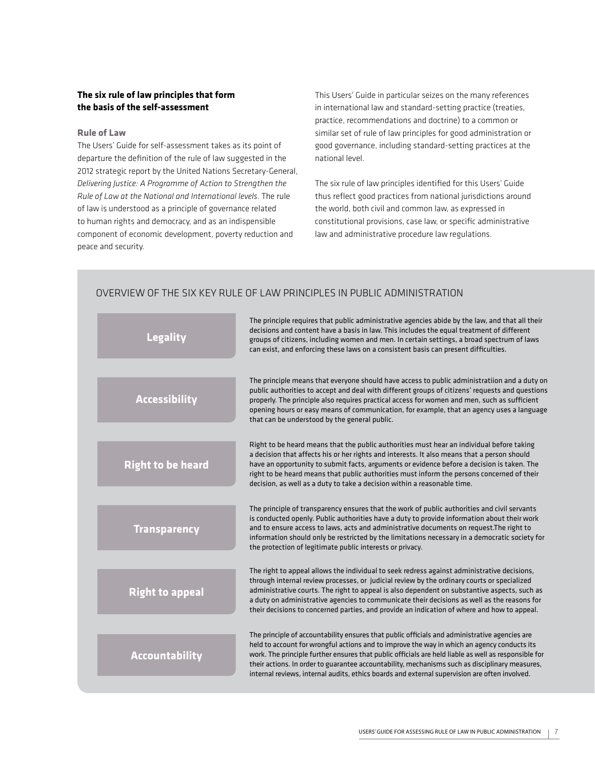### The six rule of law principles that form the basis of the self-assessment

#### Rule of Law

The Users' Guide for self-assessment takes as its point of departure the definition of the rule of law suggested in the 2012 strategic report by the United Nations Secretary-General, *Delivering Justice: A Programme of Action to Strengthen the Rule of Law at the National and International levels*. The rule of law is understood as a principle of governance related to human rights and democracy, and as an indispensible component of economic development, poverty reduction and peace and security.

This Users' Guide in particular seizes on the many references in international law and standard-setting practice (treaties, practice, recommendations and doctrine) to a common or similar set of rule of law principles for good administration or good governance, including standard-setting practices at the national level.

The six rule of law principles identified for this Users' Guide thus reflect good practices from national jurisdictions around the world, both civil and common law, as expressed in constitutional provisions, case law, or specific administrative law and administrative procedure law regulations.

## OVERVIEW OF THE SIX KEY RULE OF LAW PRINCIPLES IN PUBLIC ADMINISTRATION

| | |
|---|---|
| **Legality** | The principle requires that public administrative agencies abide by the law, and that all their decisions and content have a basis in law. This includes the equal treatment of different groups of citizens, including women and men. In certain settings, a broad spectrum of laws can exist, and enforcing these laws on a consistent basis can present difficulties. |
| **Accessibility** | The principle means that everyone should have access to public administratiion and a duty on public authorities to accept and deal with different groups of citizens' requests and questions properly. The principle also requires practical access for women and men, such as sufficient opening hours or easy means of communication, for example, that an agency uses a language that can be understood by the general public. |
| **Right to be heard** | Right to be heard means that the public authorities must hear an individual before taking a decision that affects his or her rights and interests. It also means that a person should have an opportunity to submit facts, arguments or evidence before a decision is taken. The right to be heard means that public authorities must inform the persons concerned of their decision, as well as a duty to take a decision within a reasonable time. |
| **Transparency** | The principle of transparency ensures that the work of public authorities and civil servants is conducted openly. Public authorities have a duty to provide information about their work and to ensure access to laws, acts and administrative documents on request.The right to information should only be restricted by the limitations necessary in a democratic society for the protection of legitimate public interests or privacy. |
| **Right to appeal** | The right to appeal allows the individual to seek redress against administrative decisions, through internal review processes, or judicial review by the ordinary courts or specialized administrative courts. The right to appeal is also dependent on substantive aspects, such as a duty on administrative agencies to communicate their decisions as well as the reasons for their decisions to concerned parties, and provide an indication of where and how to appeal. |
| **Accountability** | The principle of accountability ensures that public officials and administrative agencies are held to account for wrongful actions and to improve the way in which an agency conducts its work. The principle further ensures that public officials are held liable as well as responsible for their actions. In order to guarantee accountability, mechanisms such as disciplinary measures, internal reviews, internal audits, ethics boards and external supervision are often involved. |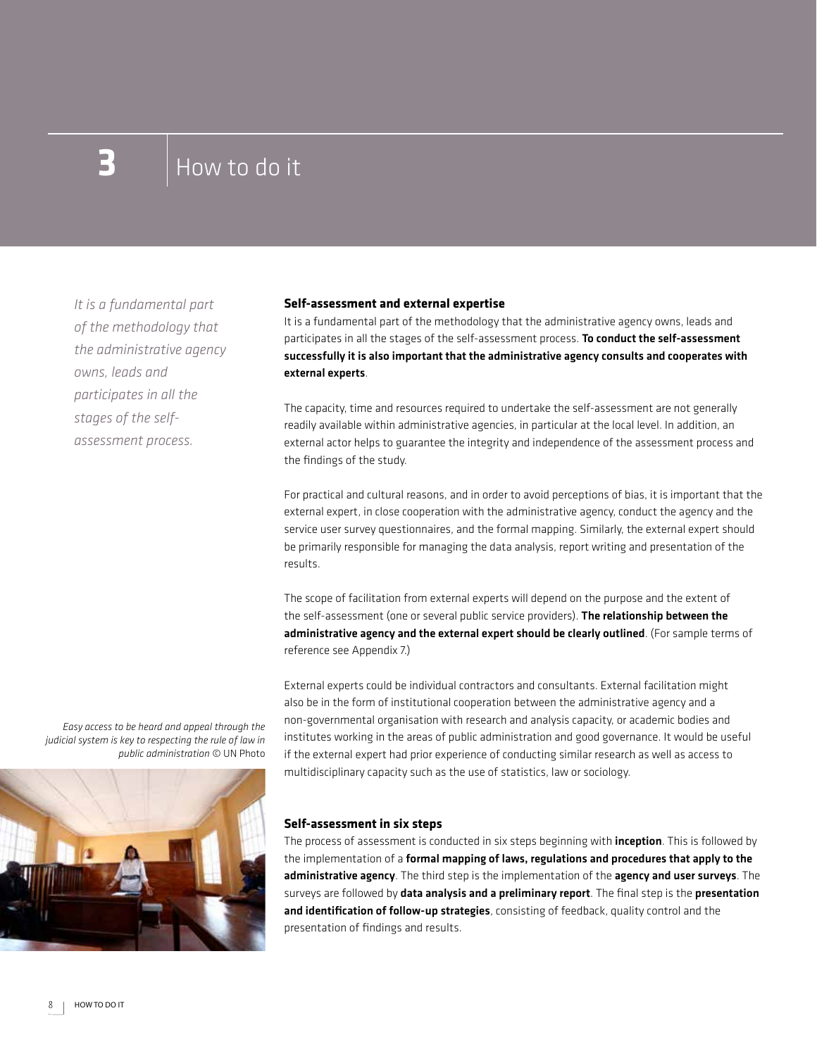# 3 How to do it

*It is a fundamental part of the methodology that the administrative agency owns, leads and participates in all the stages of the self-assessment process.*

### Self-assessment and external expertise

It is a fundamental part of the methodology that the administrative agency owns, leads and participates in all the stages of the self-assessment process. **To conduct the self-assessment successfully it is also important that the administrative agency consults and cooperates with external experts**.

The capacity, time and resources required to undertake the self-assessment are not generally readily available within administrative agencies, in particular at the local level. In addition, an external actor helps to guarantee the integrity and independence of the assessment process and the findings of the study.

For practical and cultural reasons, and in order to avoid perceptions of bias, it is important that the external expert, in close cooperation with the administrative agency, conduct the agency and the service user survey questionnaires, and the formal mapping. Similarly, the external expert should be primarily responsible for managing the data analysis, report writing and presentation of the results.

The scope of facilitation from external experts will depend on the purpose and the extent of the self-assessment (one or several public service providers). **The relationship between the administrative agency and the external expert should be clearly outlined**. (For sample terms of reference see Appendix 7.)

External experts could be individual contractors and consultants. External facilitation might also be in the form of institutional cooperation between the administrative agency and a non-governmental organisation with research and analysis capacity, or academic bodies and institutes working in the areas of public administration and good governance. It would be useful if the external expert had prior experience of conducting similar research as well as access to multidisciplinary capacity such as the use of statistics, law or sociology.

*Easy access to be heard and appeal through the judicial system is key to respecting the rule of law in public administration* © UN Photo

### Self-assessment in six steps

The process of assessment is conducted in six steps beginning with **inception**. This is followed by the implementation of a **formal mapping of laws, regulations and procedures that apply to the administrative agency**. The third step is the implementation of the **agency and user surveys**. The surveys are followed by **data analysis and a preliminary report**. The final step is the **presentation and identification of follow-up strategies**, consisting of feedback, quality control and the presentation of findings and results.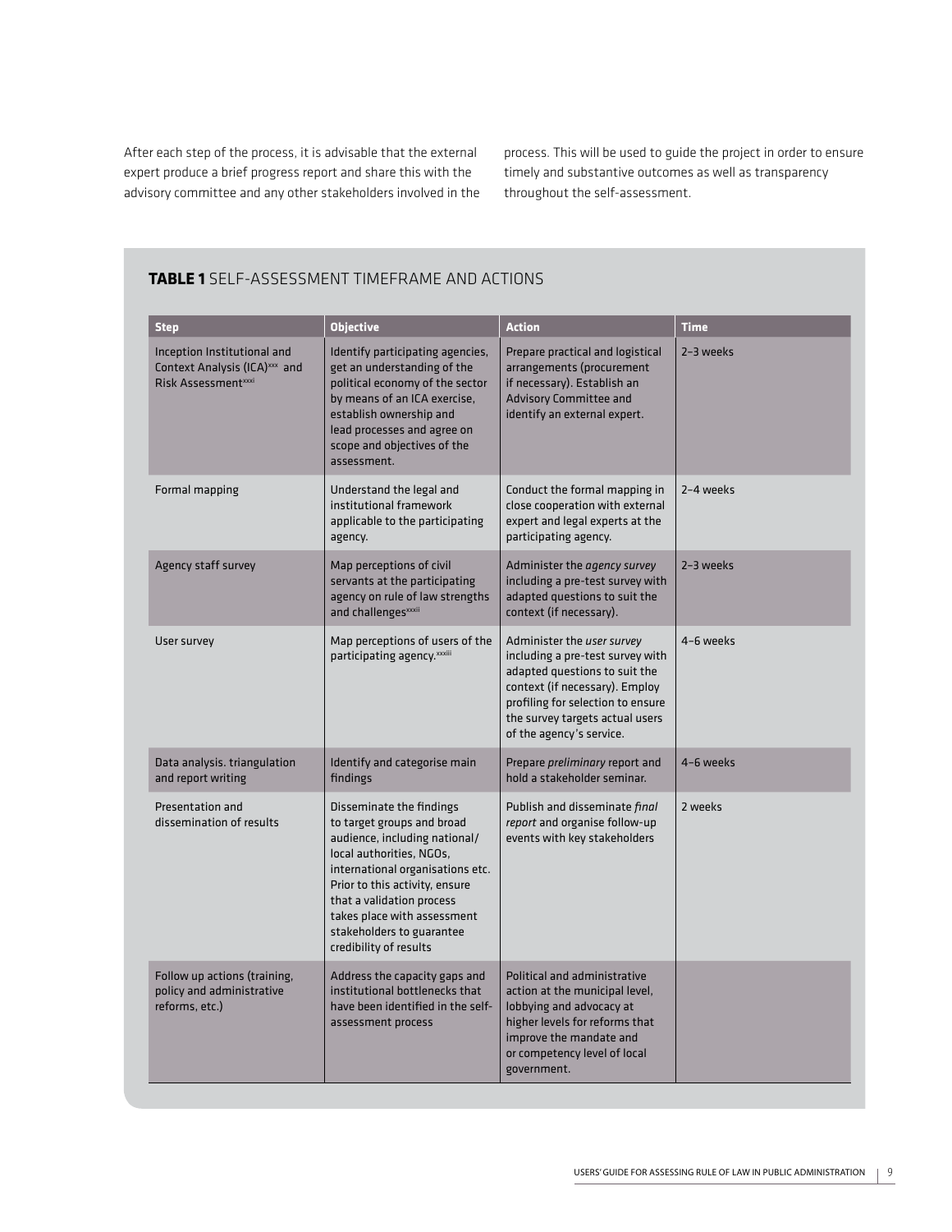After each step of the process, it is advisable that the external expert produce a brief progress report and share this with the advisory committee and any other stakeholders involved in the process. This will be used to guide the project in order to ensure timely and substantive outcomes as well as transparency throughout the self-assessment.

**TABLE 1** SELF-ASSESSMENT TIMEFRAME AND ACTIONS

| Step | Objective | Action | Time |
|---|---|---|---|
| Inception Institutional and Context Analysis (ICA)[xxx] and Risk Assessment[xxxi] | Identify participating agencies, get an understanding of the political economy of the sector by means of an ICA exercise, establish ownership and lead processes and agree on scope and objectives of the assessment. | Prepare practical and logistical arrangements (procurement if necessary). Establish an Advisory Committee and identify an external expert. | 2–3 weeks |
| Formal mapping | Understand the legal and institutional framework applicable to the participating agency. | Conduct the formal mapping in close cooperation with external expert and legal experts at the participating agency. | 2–4 weeks |
| Agency staff survey | Map perceptions of civil servants at the participating agency on rule of law strengths and challenges[xxxii] | Administer the *agency survey* including a pre-test survey with adapted questions to suit the context (if necessary). | 2–3 weeks |
| User survey | Map perceptions of users of the participating agency.[xxxiii] | Administer the *user survey* including a pre-test survey with adapted questions to suit the context (if necessary). Employ profiling for selection to ensure the survey targets actual users of the agency's service. | 4–6 weeks |
| Data analysis. triangulation and report writing | Identify and categorise main findings | Prepare *preliminary* report and hold a stakeholder seminar. | 4–6 weeks |
| Presentation and dissemination of results | Disseminate the findings to target groups and broad audience, including national/local authorities, NGOs, international organisations etc. Prior to this activity, ensure that a validation process takes place with assessment stakeholders to guarantee credibility of results | Publish and disseminate *final report* and organise follow-up events with key stakeholders | 2 weeks |
| Follow up actions (training, policy and administrative reforms, etc.) | Address the capacity gaps and institutional bottlenecks that have been identified in the self-assessment process | Political and administrative action at the municipal level, lobbying and advocacy at higher levels for reforms that improve the mandate and or competency level of local government. | |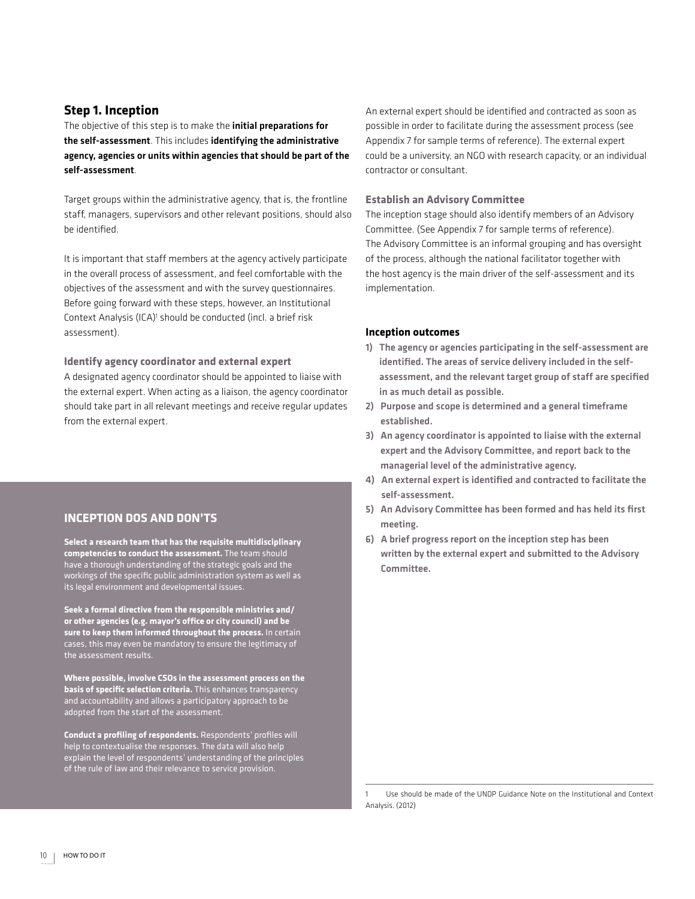## Step 1. Inception

The objective of this step is to make the **initial preparations for the self-assessment**. This includes **identifying the administrative agency, agencies or units within agencies that should be part of the self-assessment**.

Target groups within the administrative agency, that is, the frontline staff, managers, supervisors and other relevant positions, should also be identified.

It is important that staff members at the agency actively participate in the overall process of assessment, and feel comfortable with the objectives of the assessment and with the survey questionnaires. Before going forward with these steps, however, an Institutional Context Analysis (ICA)[1] should be conducted (incl. a brief risk assessment).

### Identify agency coordinator and external expert

A designated agency coordinator should be appointed to liaise with the external expert. When acting as a liaison, the agency coordinator should take part in all relevant meetings and receive regular updates from the external expert.

### INCEPTION DOS AND DON'TS

**Select a research team that has the requisite multidisciplinary competencies to conduct the assessment.** The team should have a thorough understanding of the strategic goals and the workings of the specific public administration system as well as its legal environment and developmental issues.

**Seek a formal directive from the responsible ministries and/or other agencies (e.g. mayor's office or city council) and be sure to keep them informed throughout the process.** In certain cases, this may even be mandatory to ensure the legitimacy of the assessment results.

**Where possible, involve CSOs in the assessment process on the basis of specific selection criteria.** This enhances transparency and accountability and allows a participatory approach to be adopted from the start of the assessment.

**Conduct a profiling of respondents.** Respondents' profiles will help to contextualise the responses. The data will also help explain the level of respondents' understanding of the principles of the rule of law and their relevance to service provision.

An external expert should be identified and contracted as soon as possible in order to facilitate during the assessment process (see Appendix 7 for sample terms of reference). The external expert could be a university, an NGO with research capacity, or an individual contractor or consultant.

### Establish an Advisory Committee

The inception stage should also identify members of an Advisory Committee. (See Appendix 7 for sample terms of reference). The Advisory Committee is an informal grouping and has oversight of the process, although the national facilitator together with the host agency is the main driver of the self-assessment and its implementation.

### Inception outcomes

1) **The agency or agencies participating in the self-assessment are identified. The areas of service delivery included in the self-assessment, and the relevant target group of staff are specified in as much detail as possible.**
2) **Purpose and scope is determined and a general timeframe established.**
3) **An agency coordinator is appointed to liaise with the external expert and the Advisory Committee, and report back to the managerial level of the administrative agency.**
4) **An external expert is identified and contracted to facilitate the self-assessment.**
5) **An Advisory Committee has been formed and has held its first meeting.**
6) **A brief progress report on the inception step has been written by the external expert and submitted to the Advisory Committee.**

---

[1] Use should be made of the UNDP Guidance Note on the Institutional and Context Analysis. (2012)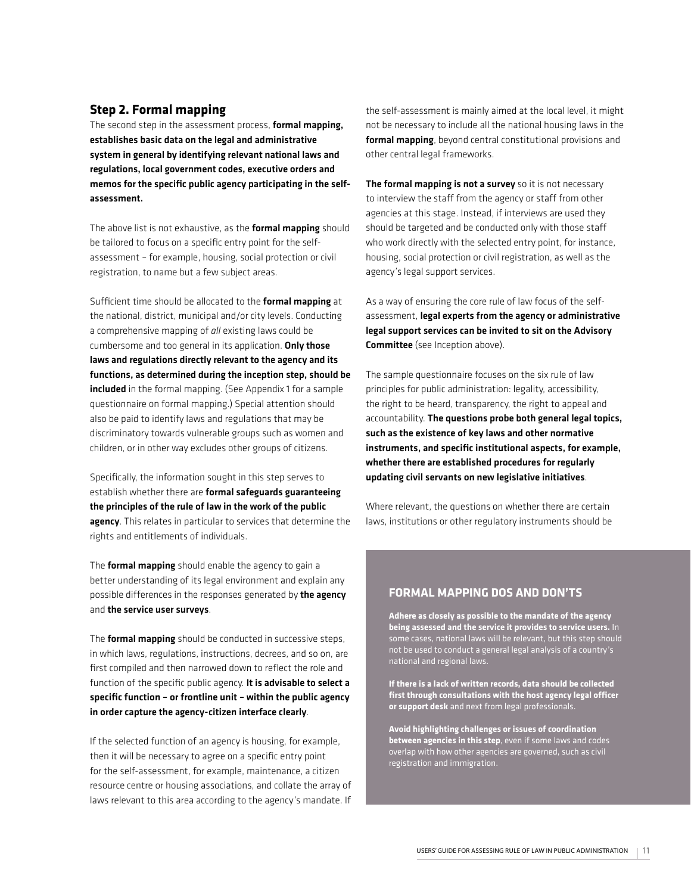## Step 2. Formal mapping

The second step in the assessment process, **formal mapping, establishes basic data on the legal and administrative system in general by identifying relevant national laws and regulations, local government codes, executive orders and memos for the specific public agency participating in the self-assessment.**

The above list is not exhaustive, as the **formal mapping** should be tailored to focus on a specific entry point for the self-assessment – for example, housing, social protection or civil registration, to name but a few subject areas.

Sufficient time should be allocated to the **formal mapping** at the national, district, municipal and/or city levels. Conducting a comprehensive mapping of *all* existing laws could be cumbersome and too general in its application. **Only those laws and regulations directly relevant to the agency and its functions, as determined during the inception step, should be included** in the formal mapping. (See Appendix 1 for a sample questionnaire on formal mapping.) Special attention should also be paid to identify laws and regulations that may be discriminatory towards vulnerable groups such as women and children, or in other way excludes other groups of citizens.

Specifically, the information sought in this step serves to establish whether there are **formal safeguards guaranteeing the principles of the rule of law in the work of the public agency**. This relates in particular to services that determine the rights and entitlements of individuals.

The **formal mapping** should enable the agency to gain a better understanding of its legal environment and explain any possible differences in the responses generated by **the agency** and **the service user surveys**.

The **formal mapping** should be conducted in successive steps, in which laws, regulations, instructions, decrees, and so on, are first compiled and then narrowed down to reflect the role and function of the specific public agency. **It is advisable to select a specific function – or frontline unit – within the public agency in order capture the agency-citizen interface clearly**.

If the selected function of an agency is housing, for example, then it will be necessary to agree on a specific entry point for the self-assessment, for example, maintenance, a citizen resource centre or housing associations, and collate the array of laws relevant to this area according to the agency's mandate. If the self-assessment is mainly aimed at the local level, it might not be necessary to include all the national housing laws in the **formal mapping**, beyond central constitutional provisions and other central legal frameworks.

**The formal mapping is not a survey** so it is not necessary to interview the staff from the agency or staff from other agencies at this stage. Instead, if interviews are used they should be targeted and be conducted only with those staff who work directly with the selected entry point, for instance, housing, social protection or civil registration, as well as the agency's legal support services.

As a way of ensuring the core rule of law focus of the self-assessment, **legal experts from the agency or administrative legal support services can be invited to sit on the Advisory Committee** (see Inception above).

The sample questionnaire focuses on the six rule of law principles for public administration: legality, accessibility, the right to be heard, transparency, the right to appeal and accountability. **The questions probe both general legal topics, such as the existence of key laws and other normative instruments, and specific institutional aspects, for example, whether there are established procedures for regularly updating civil servants on new legislative initiatives**.

Where relevant, the questions on whether there are certain laws, institutions or other regulatory instruments should be

### FORMAL MAPPING DOS AND DON'TS

**Adhere as closely as possible to the mandate of the agency being assessed and the service it provides to service users.** In some cases, national laws will be relevant, but this step should not be used to conduct a general legal analysis of a country's national and regional laws.

**If there is a lack of written records, data should be collected first through consultations with the host agency legal officer or support desk** and next from legal professionals.

**Avoid highlighting challenges or issues of coordination between agencies in this step**, even if some laws and codes overlap with how other agencies are governed, such as civil registration and immigration.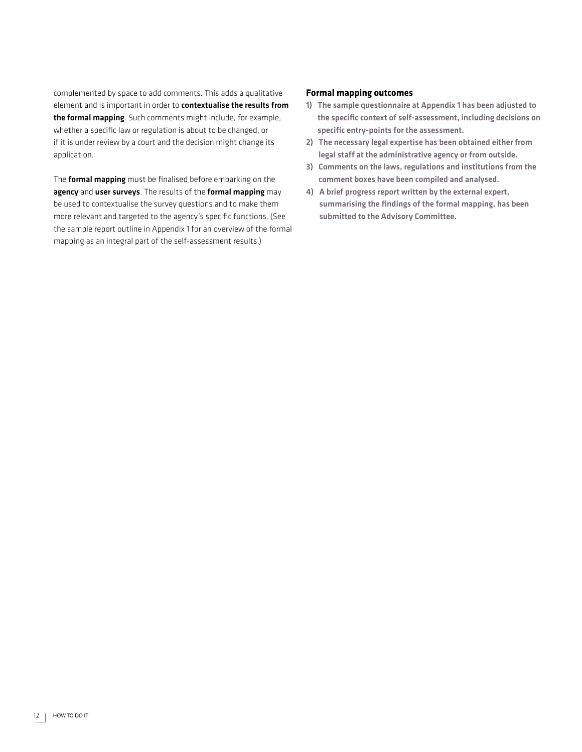complemented by space to add comments. This adds a qualitative element and is important in order to **contextualise the results from the formal mapping**. Such comments might include, for example, whether a specific law or regulation is about to be changed, or if it is under review by a court and the decision might change its application.

The **formal mapping** must be finalised before embarking on the **agency** and **user surveys**. The results of the **formal mapping** may be used to contextualise the survey questions and to make them more relevant and targeted to the agency's specific functions. (See the sample report outline in Appendix 1 for an overview of the formal mapping as an integral part of the self-assessment results.)

### Formal mapping outcomes

1) **The sample questionnaire at Appendix 1 has been adjusted to the specific context of self-assessment, including decisions on specific entry-points for the assessment.**
2) **The necessary legal expertise has been obtained either from legal staff at the administrative agency or from outside.**
3) **Comments on the laws, regulations and institutions from the comment boxes have been compiled and analysed.**
4) **A brief progress report written by the external expert, summarising the findings of the formal mapping, has been submitted to the Advisory Committee.**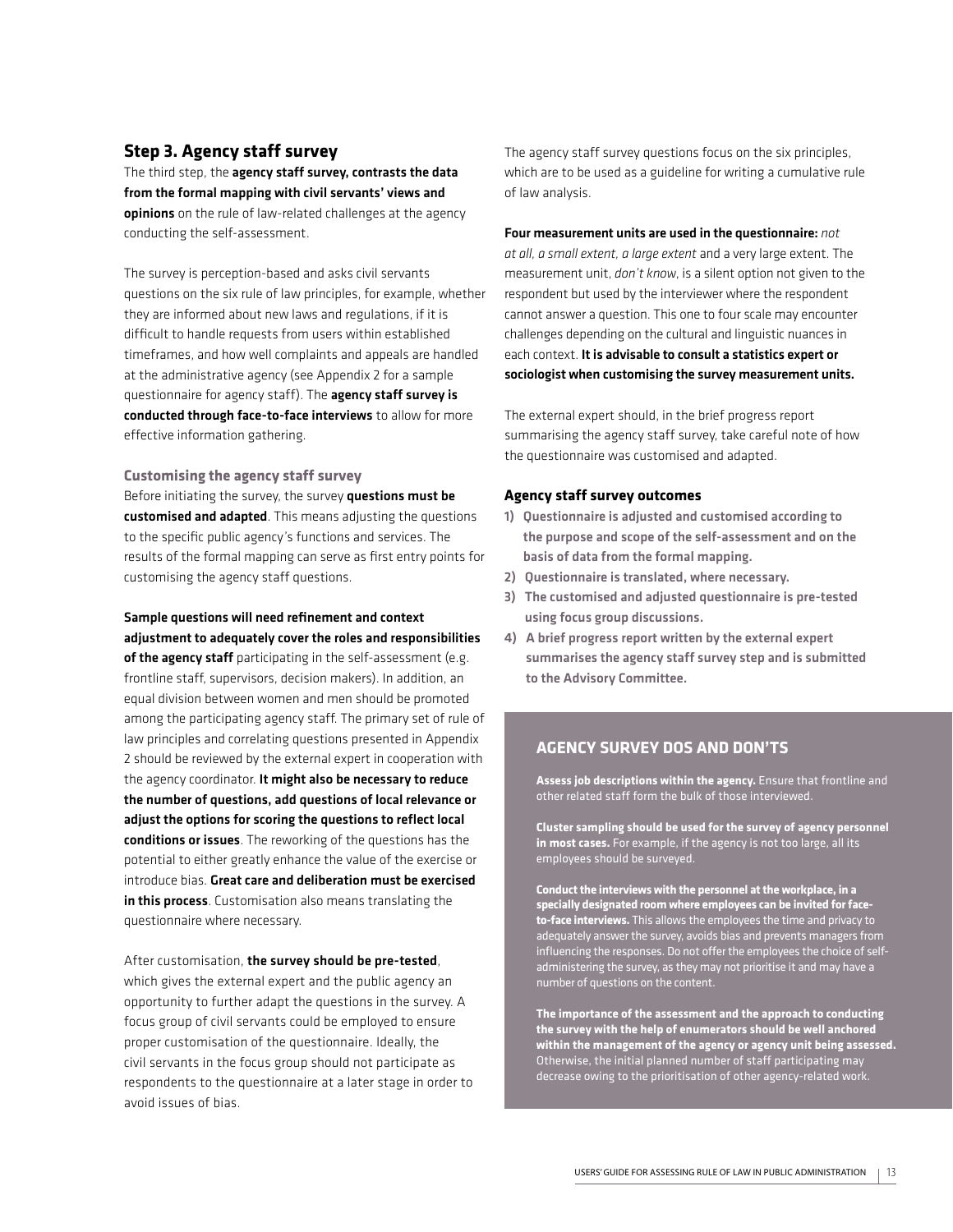## Step 3. Agency staff survey

The third step, the **agency staff survey, contrasts the data from the formal mapping with civil servants' views and opinions** on the rule of law-related challenges at the agency conducting the self-assessment.

The survey is perception-based and asks civil servants questions on the six rule of law principles, for example, whether they are informed about new laws and regulations, if it is difficult to handle requests from users within established timeframes, and how well complaints and appeals are handled at the administrative agency (see Appendix 2 for a sample questionnaire for agency staff). The **agency staff survey is conducted through face-to-face interviews** to allow for more effective information gathering.

### Customising the agency staff survey

Before initiating the survey, the survey **questions must be customised and adapted**. This means adjusting the questions to the specific public agency's functions and services. The results of the formal mapping can serve as first entry points for customising the agency staff questions.

**Sample questions will need refinement and context adjustment to adequately cover the roles and responsibilities of the agency staff** participating in the self-assessment (e.g. frontline staff, supervisors, decision makers). In addition, an equal division between women and men should be promoted among the participating agency staff. The primary set of rule of law principles and correlating questions presented in Appendix 2 should be reviewed by the external expert in cooperation with the agency coordinator. **It might also be necessary to reduce the number of questions, add questions of local relevance or adjust the options for scoring the questions to reflect local conditions or issues**. The reworking of the questions has the potential to either greatly enhance the value of the exercise or introduce bias. **Great care and deliberation must be exercised in this process**. Customisation also means translating the questionnaire where necessary.

After customisation, **the survey should be pre-tested**, which gives the external expert and the public agency an opportunity to further adapt the questions in the survey. A focus group of civil servants could be employed to ensure proper customisation of the questionnaire. Ideally, the civil servants in the focus group should not participate as respondents to the questionnaire at a later stage in order to avoid issues of bias.

The agency staff survey questions focus on the six principles, which are to be used as a guideline for writing a cumulative rule of law analysis.

**Four measurement units are used in the questionnaire:** *not at all, a small extent, a large extent* and a very large extent. The measurement unit, *don't know*, is a silent option not given to the respondent but used by the interviewer where the respondent cannot answer a question. This one to four scale may encounter challenges depending on the cultural and linguistic nuances in each context. **It is advisable to consult a statistics expert or sociologist when customising the survey measurement units.**

The external expert should, in the brief progress report summarising the agency staff survey, take careful note of how the questionnaire was customised and adapted.

### Agency staff survey outcomes

1) **Questionnaire is adjusted and customised according to the purpose and scope of the self-assessment and on the basis of data from the formal mapping.**
2) **Questionnaire is translated, where necessary.**
3) **The customised and adjusted questionnaire is pre-tested using focus group discussions.**
4) **A brief progress report written by the external expert summarises the agency staff survey step and is submitted to the Advisory Committee.**

### AGENCY SURVEY DOS AND DON'TS

**Assess job descriptions within the agency.** Ensure that frontline and other related staff form the bulk of those interviewed.

**Cluster sampling should be used for the survey of agency personnel in most cases.** For example, if the agency is not too large, all its employees should be surveyed.

**Conduct the interviews with the personnel at the workplace, in a specially designated room where employees can be invited for face-to-face interviews.** This allows the employees the time and privacy to adequately answer the survey, avoids bias and prevents managers from influencing the responses. Do not offer the employees the choice of self-administering the survey, as they may not prioritise it and may have a number of questions on the content.

**The importance of the assessment and the approach to conducting the survey with the help of enumerators should be well anchored within the management of the agency or agency unit being assessed.** Otherwise, the initial planned number of staff participating may decrease owing to the prioritisation of other agency-related work.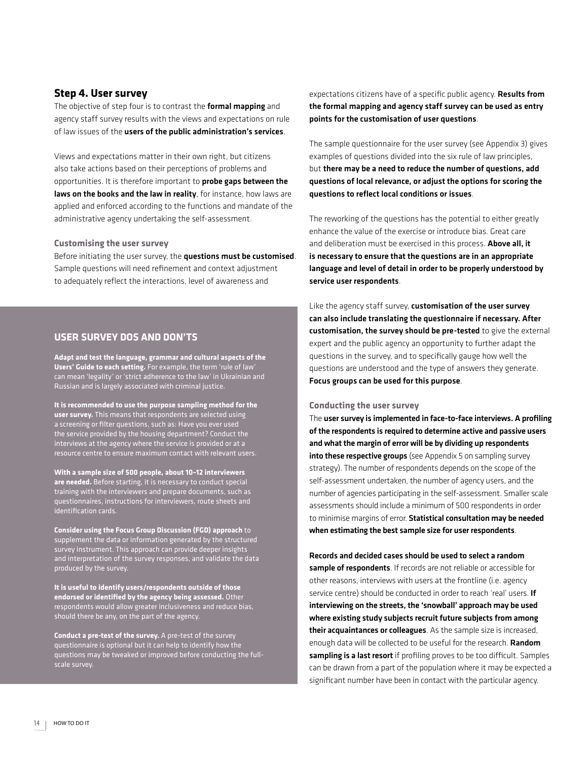## Step 4. User survey

The objective of step four is to contrast the **formal mapping** and agency staff survey results with the views and expectations on rule of law issues of the **users of the public administration's services**.

Views and expectations matter in their own right, but citizens also take actions based on their perceptions of problems and opportunities. It is therefore important to **probe gaps between the laws on the books and the law in reality**, for instance, how laws are applied and enforced according to the functions and mandate of the administrative agency undertaking the self-assessment.

### Customising the user survey

Before initiating the user survey, the **questions must be customised**. Sample questions will need refinement and context adjustment to adequately reflect the interactions, level of awareness and expectations citizens have of a specific public agency. **Results from the formal mapping and agency staff survey can be used as entry points for the customisation of user questions**.

The sample questionnaire for the user survey (see Appendix 3) gives examples of questions divided into the six rule of law principles, but **there may be a need to reduce the number of questions, add questions of local relevance, or adjust the options for scoring the questions to reflect local conditions or issues**.

The reworking of the questions has the potential to either greatly enhance the value of the exercise or introduce bias. Great care and deliberation must be exercised in this process. **Above all, it is necessary to ensure that the questions are in an appropriate language and level of detail in order to be properly understood by service user respondents**.

Like the agency staff survey, **customisation of the user survey can also include translating the questionnaire if necessary. After customisation, the survey should be pre-tested** to give the external expert and the public agency an opportunity to further adapt the questions in the survey, and to specifically gauge how well the questions are understood and the type of answers they generate. **Focus groups can be used for this purpose**.

### Conducting the user survey

The **user survey is implemented in face-to-face interviews. A profiling of the respondents is required to determine active and passive users and what the margin of error will be by dividing up respondents into these respective groups** (see Appendix 5 on sampling survey strategy). The number of respondents depends on the scope of the self-assessment undertaken, the number of agency users, and the number of agencies participating in the self-assessment. Smaller scale assessments should include a minimum of 500 respondents in order to minimise margins of error. **Statistical consultation may be needed when estimating the best sample size for user respondents**.

**Records and decided cases should be used to select a random sample of respondents**. If records are not reliable or accessible for other reasons, interviews with users at the frontline (i.e. agency service centre) should be conducted in order to reach 'real' users. **If interviewing on the streets, the 'snowball' approach may be used where existing study subjects recruit future subjects from among their acquaintances or colleagues**. As the sample size is increased, enough data will be collected to be useful for the research. **Random sampling is a last resort** if profiling proves to be too difficult. Samples can be drawn from a part of the population where it may be expected a significant number have been in contact with the particular agency.

### USER SURVEY DOS AND DON'TS

**Adapt and test the language, grammar and cultural aspects of the Users' Guide to each setting.** For example, the term 'rule of law' can mean 'legality' or 'strict adherence to the law' in Ukrainian and Russian and is largely associated with criminal justice.

**It is recommended to use the purpose sampling method for the user survey.** This means that respondents are selected using a screening or filter questions, such as: Have you ever used the service provided by the housing department? Conduct the interviews at the agency where the service is provided or at a resource centre to ensure maximum contact with relevant users.

**With a sample size of 500 people, about 10–12 interviewers are needed.** Before starting, it is necessary to conduct special training with the interviewers and prepare documents, such as questionnaires, instructions for interviewers, route sheets and identification cards.

**Consider using the Focus Group Discussion (FGD) approach** to supplement the data or information generated by the structured survey instrument. This approach can provide deeper insights and interpretation of the survey responses, and validate the data produced by the survey.

**It is useful to identify users/respondents outside of those endorsed or identified by the agency being assessed.** Other respondents would allow greater inclusiveness and reduce bias, should there be any, on the part of the agency.

**Conduct a pre-test of the survey.** A pre-test of the survey questionnaire is optional but it can help to identify how the questions may be tweaked or improved before conducting the full-scale survey.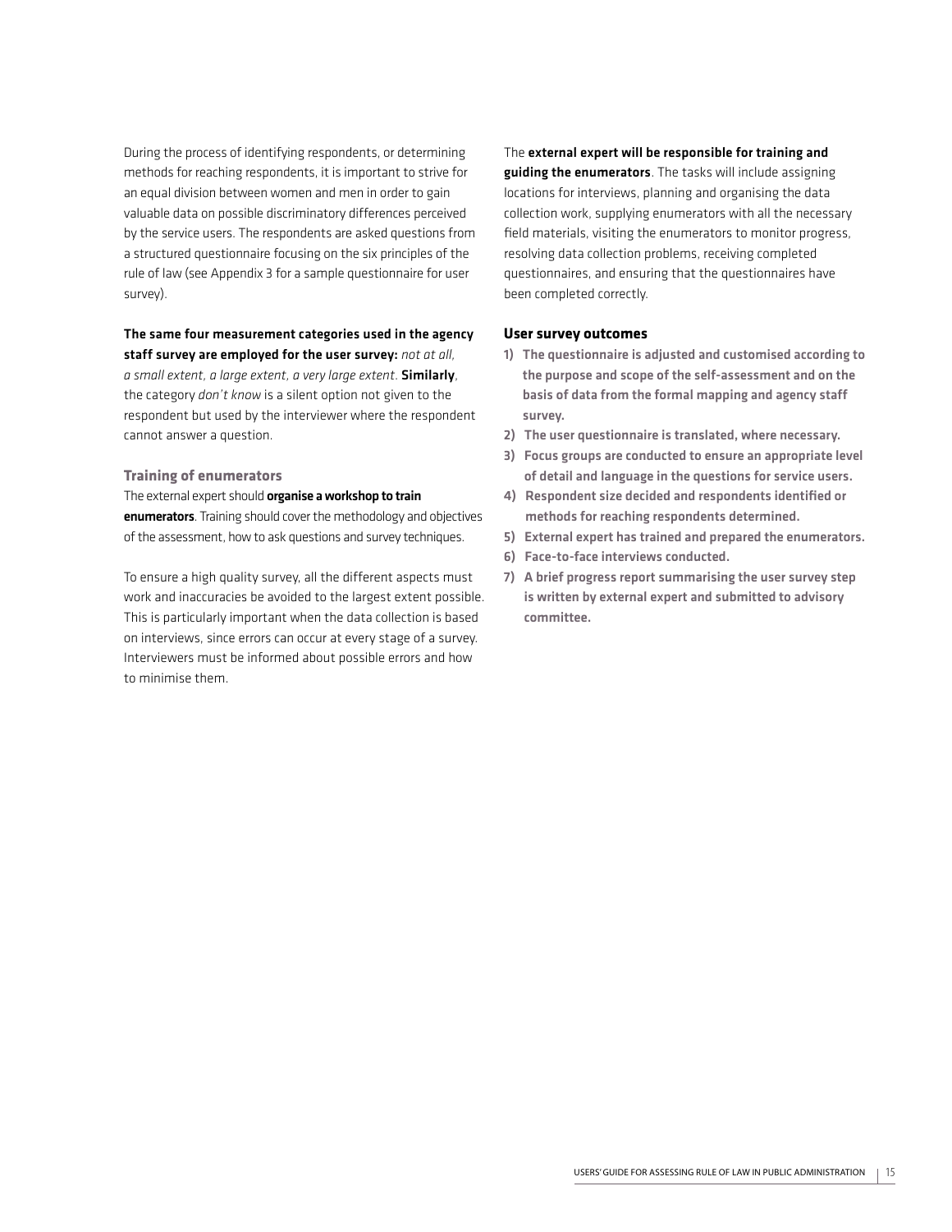During the process of identifying respondents, or determining methods for reaching respondents, it is important to strive for an equal division between women and men in order to gain valuable data on possible discriminatory differences perceived by the service users. The respondents are asked questions from a structured questionnaire focusing on the six principles of the rule of law (see Appendix 3 for a sample questionnaire for user survey).

**The same four measurement categories used in the agency staff survey are employed for the user survey:** *not at all, a small extent, a large extent, a very large extent*. **Similarly**, the category *don't know* is a silent option not given to the respondent but used by the interviewer where the respondent cannot answer a question.

### Training of enumerators

The external expert should **organise a workshop to train enumerators**. Training should cover the methodology and objectives of the assessment, how to ask questions and survey techniques.

To ensure a high quality survey, all the different aspects must work and inaccuracies be avoided to the largest extent possible. This is particularly important when the data collection is based on interviews, since errors can occur at every stage of a survey. Interviewers must be informed about possible errors and how to minimise them.

The **external expert will be responsible for training and guiding the enumerators**. The tasks will include assigning locations for interviews, planning and organising the data collection work, supplying enumerators with all the necessary field materials, visiting the enumerators to monitor progress, resolving data collection problems, receiving completed questionnaires, and ensuring that the questionnaires have been completed correctly.

### User survey outcomes

1) **The questionnaire is adjusted and customised according to the purpose and scope of the self-assessment and on the basis of data from the formal mapping and agency staff survey.**
2) **The user questionnaire is translated, where necessary.**
3) **Focus groups are conducted to ensure an appropriate level of detail and language in the questions for service users.**
4) **Respondent size decided and respondents identified or methods for reaching respondents determined.**
5) **External expert has trained and prepared the enumerators.**
6) **Face-to-face interviews conducted.**
7) **A brief progress report summarising the user survey step is written by external expert and submitted to advisory committee.**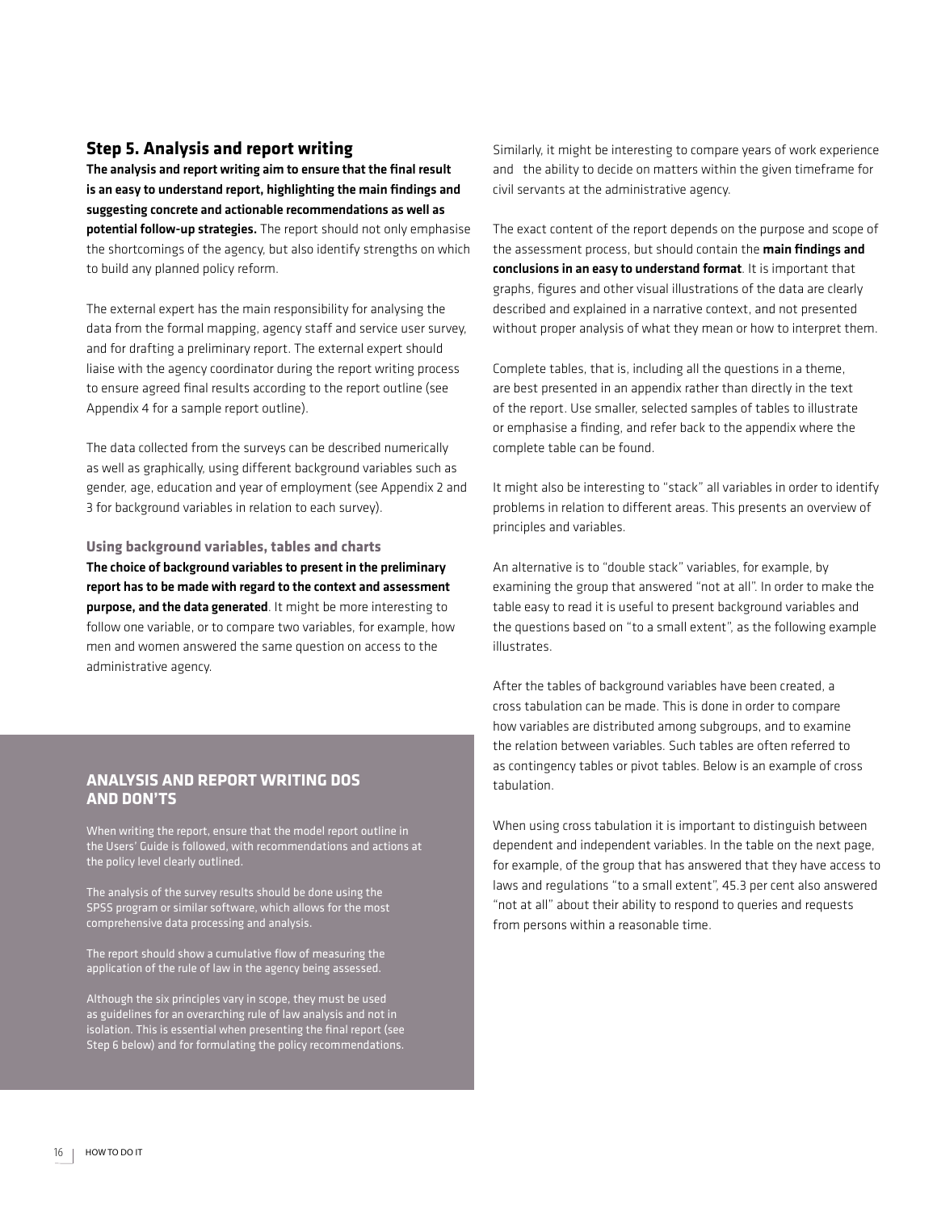## Step 5. Analysis and report writing

**The analysis and report writing aim to ensure that the final result is an easy to understand report, highlighting the main findings and suggesting concrete and actionable recommendations as well as potential follow-up strategies.** The report should not only emphasise the shortcomings of the agency, but also identify strengths on which to build any planned policy reform.

The external expert has the main responsibility for analysing the data from the formal mapping, agency staff and service user survey, and for drafting a preliminary report. The external expert should liaise with the agency coordinator during the report writing process to ensure agreed final results according to the report outline (see Appendix 4 for a sample report outline).

The data collected from the surveys can be described numerically as well as graphically, using different background variables such as gender, age, education and year of employment (see Appendix 2 and 3 for background variables in relation to each survey).

### Using background variables, tables and charts

**The choice of background variables to present in the preliminary report has to be made with regard to the context and assessment purpose, and the data generated**. It might be more interesting to follow one variable, or to compare two variables, for example, how men and women answered the same question on access to the administrative agency.

Similarly, it might be interesting to compare years of work experience and the ability to decide on matters within the given timeframe for civil servants at the administrative agency.

The exact content of the report depends on the purpose and scope of the assessment process, but should contain the **main findings and conclusions in an easy to understand format**. It is important that graphs, figures and other visual illustrations of the data are clearly described and explained in a narrative context, and not presented without proper analysis of what they mean or how to interpret them.

Complete tables, that is, including all the questions in a theme, are best presented in an appendix rather than directly in the text of the report. Use smaller, selected samples of tables to illustrate or emphasise a finding, and refer back to the appendix where the complete table can be found.

It might also be interesting to "stack" all variables in order to identify problems in relation to different areas. This presents an overview of principles and variables.

An alternative is to "double stack" variables, for example, by examining the group that answered "not at all". In order to make the table easy to read it is useful to present background variables and the questions based on "to a small extent", as the following example illustrates.

After the tables of background variables have been created, a cross tabulation can be made. This is done in order to compare how variables are distributed among subgroups, and to examine the relation between variables. Such tables are often referred to as contingency tables or pivot tables. Below is an example of cross tabulation.

When using cross tabulation it is important to distinguish between dependent and independent variables. In the table on the next page, for example, of the group that has answered that they have access to laws and regulations "to a small extent", 45.3 per cent also answered "not at all" about their ability to respond to queries and requests from persons within a reasonable time.

### ANALYSIS AND REPORT WRITING DOS AND DON'TS

When writing the report, ensure that the model report outline in the Users' Guide is followed, with recommendations and actions at the policy level clearly outlined.

The analysis of the survey results should be done using the SPSS program or similar software, which allows for the most comprehensive data processing and analysis.

The report should show a cumulative flow of measuring the application of the rule of law in the agency being assessed.

Although the six principles vary in scope, they must be used as guidelines for an overarching rule of law analysis and not in isolation. This is essential when presenting the final report (see Step 6 below) and for formulating the policy recommendations.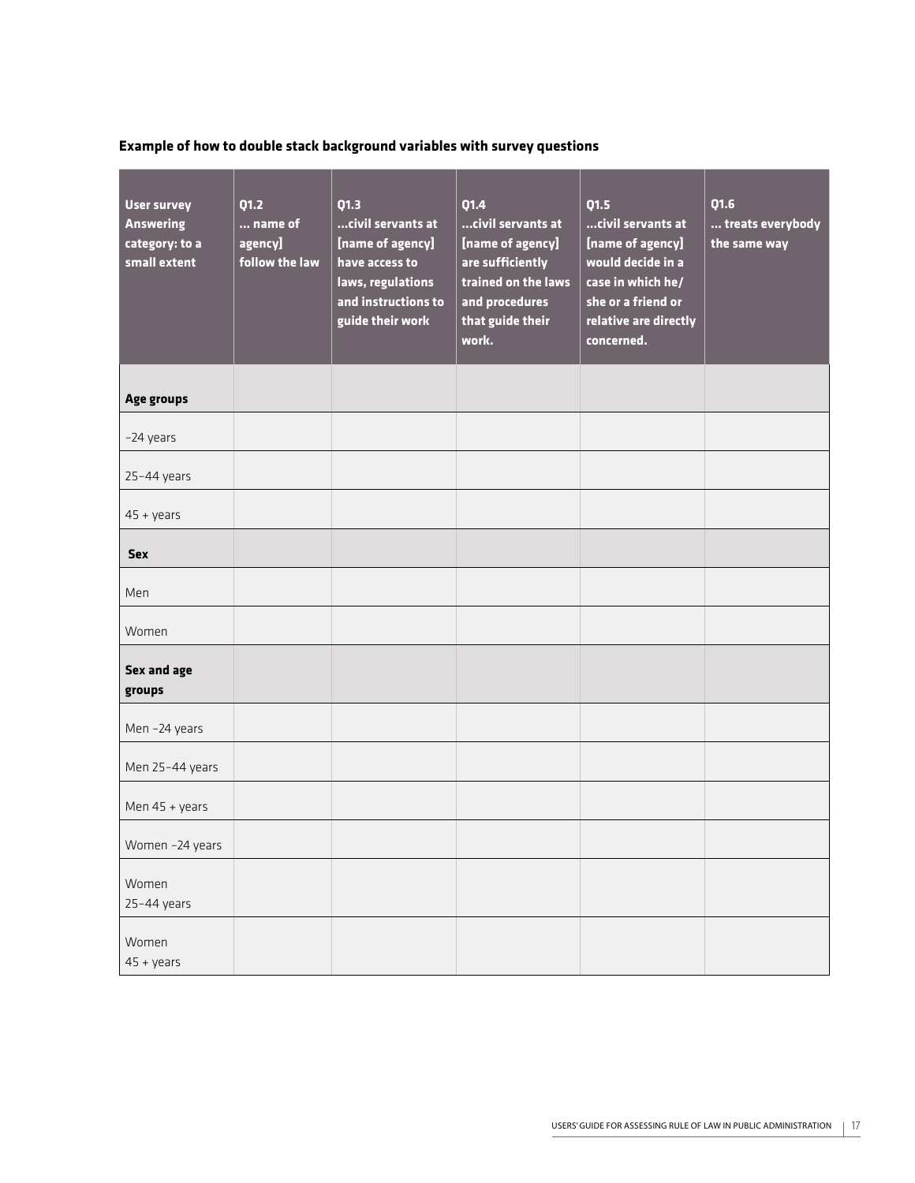**Example of how to double stack background variables with survey questions**

| User survey Answering category: to a small extent | Q1.2 ... name of agency] follow the law | Q1.3 ...civil servants at [name of agency] have access to laws, regulations and instructions to guide their work | Q1.4 ...civil servants at [name of agency] are sufficiently trained on the laws and procedures that guide their work. | Q1.5 ...civil servants at [name of agency] would decide in a case in which he/ she or a friend or relative are directly concerned. | Q1.6 ... treats everybody the same way |
|---|---|---|---|---|---|
| **Age groups** | | | | | |
| -24 years | | | | | |
| 25–44 years | | | | | |
| 45 + years | | | | | |
| **Sex** | | | | | |
| Men | | | | | |
| Women | | | | | |
| **Sex and age groups** | | | | | |
| Men -24 years | | | | | |
| Men 25–44 years | | | | | |
| Men 45 + years | | | | | |
| Women -24 years | | | | | |
| Women 25–44 years | | | | | |
| Women 45 + years | | | | | |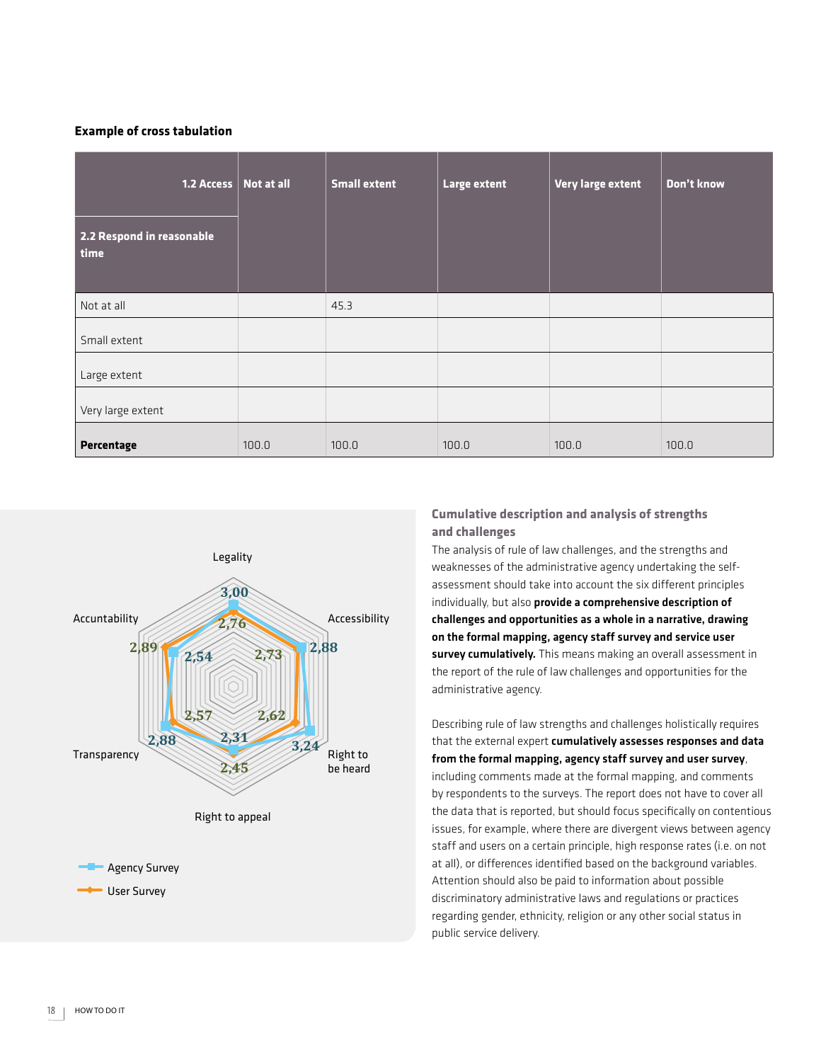**Example of cross tabulation**

| 1.2 Access / 2.2 Respond in reasonable time | Not at all | Small extent | Large extent | Very large extent | Don't know |
|---|---|---|---|---|---|
| Not at all | | 45.3 | | | |
| Small extent | | | | | |
| Large extent | | | | | |
| Very large extent | | | | | |
| **Percentage** | 100.0 | 100.0 | 100.0 | 100.0 | 100.0 |

Legality
3,00
2,76
Accessibility
2,88
2,73
Right to be heard
3,24
2,62
Right to appeal
2,31
2,45
Transparency
2,88
2,57
Accountability
2,89
2,54

Agency Survey
User Survey

### Cumulative description and analysis of strengths and challenges

The analysis of rule of law challenges, and the strengths and weaknesses of the administrative agency undertaking the self-assessment should take into account the six different principles individually, but also **provide a comprehensive description of challenges and opportunities as a whole in a narrative, drawing on the formal mapping, agency staff survey and service user survey cumulatively.** This means making an overall assessment in the report of the rule of law challenges and opportunities for the administrative agency.

Describing rule of law strengths and challenges holistically requires that the external expert **cumulatively assesses responses and data from the formal mapping, agency staff survey and user survey**, including comments made at the formal mapping, and comments by respondents to the surveys. The report does not have to cover all the data that is reported, but should focus specifically on contentious issues, for example, where there are divergent views between agency staff and users on a certain principle, high response rates (i.e. on not at all), or differences identified based on the background variables. Attention should also be paid to information about possible discriminatory administrative laws and regulations or practices regarding gender, ethnicity, religion or any other social status in public service delivery.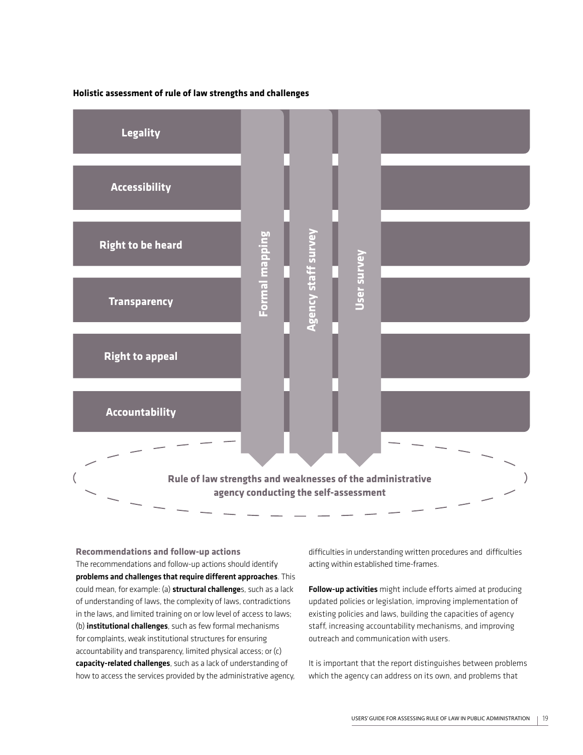**Holistic assessment of rule of law strengths and challenges**

Legality

Accessibility

Right to be heard

Transparency

Right to appeal

Accountability

Formal mapping

Agency staff survey

User survey

Rule of law strengths and weaknesses of the administrative agency conducting the self-assessment

### Recommendations and follow-up actions

The recommendations and follow-up actions should identify **problems and challenges that require different approaches**. This could mean, for example: (a) **structural challenge**s, such as a lack of understanding of laws, the complexity of laws, contradictions in the laws, and limited training on or low level of access to laws; (b) **institutional challenges**, such as few formal mechanisms for complaints, weak institutional structures for ensuring accountability and transparency, limited physical access; or (c) **capacity-related challenges**, such as a lack of understanding of how to access the services provided by the administrative agency, difficulties in understanding written procedures and difficulties acting within established time-frames.

**Follow-up activities** might include efforts aimed at producing updated policies or legislation, improving implementation of existing policies and laws, building the capacities of agency staff, increasing accountability mechanisms, and improving outreach and communication with users.

It is important that the report distinguishes between problems which the agency can address on its own, and problems that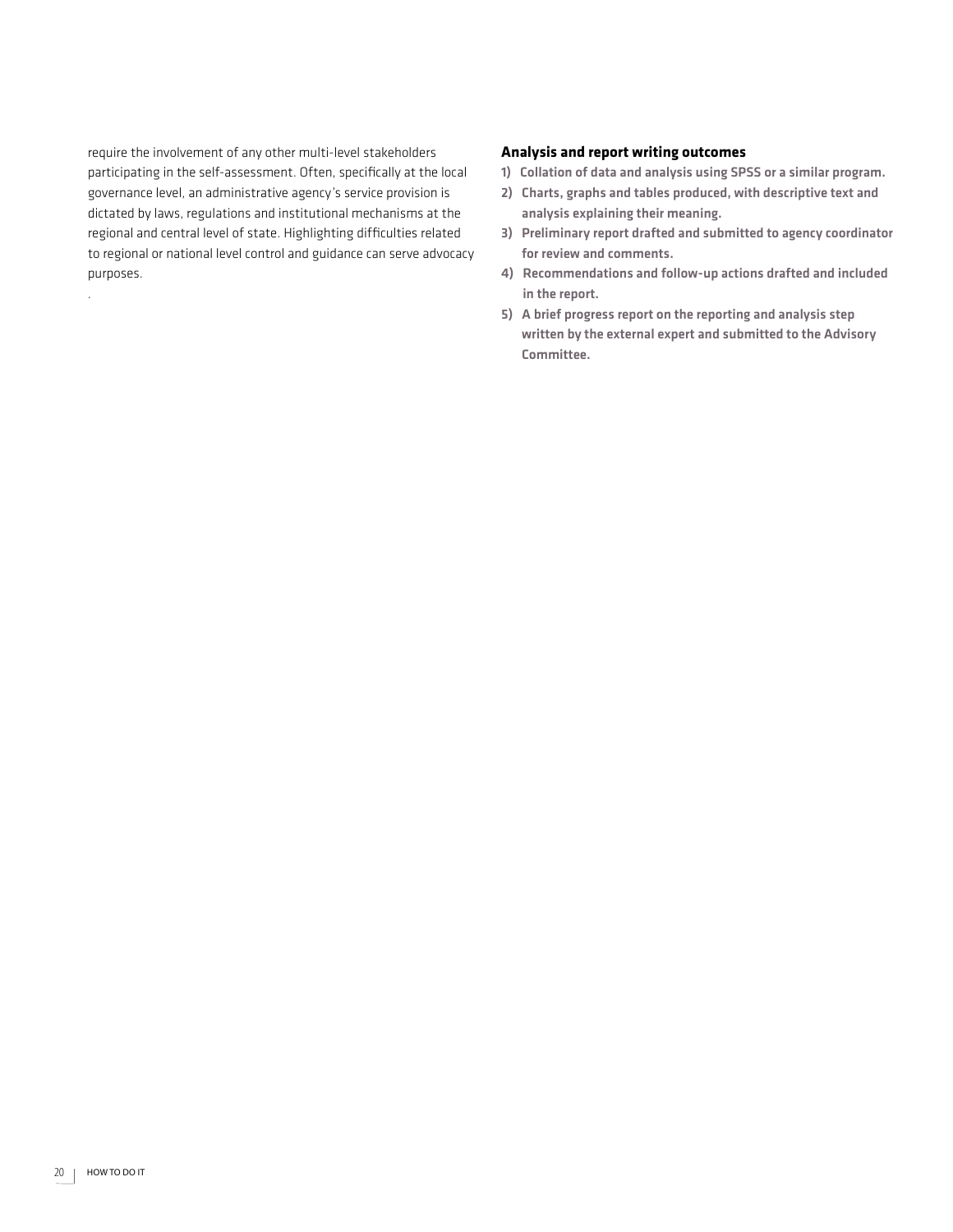require the involvement of any other multi-level stakeholders participating in the self-assessment. Often, specifically at the local governance level, an administrative agency's service provision is dictated by laws, regulations and institutional mechanisms at the regional and central level of state. Highlighting difficulties related to regional or national level control and guidance can serve advocacy purposes.

### Analysis and report writing outcomes

1) **Collation of data and analysis using SPSS or a similar program.**
2) **Charts, graphs and tables produced, with descriptive text and analysis explaining their meaning.**
3) **Preliminary report drafted and submitted to agency coordinator for review and comments.**
4) **Recommendations and follow-up actions drafted and included in the report.**
5) **A brief progress report on the reporting and analysis step written by the external expert and submitted to the Advisory Committee.**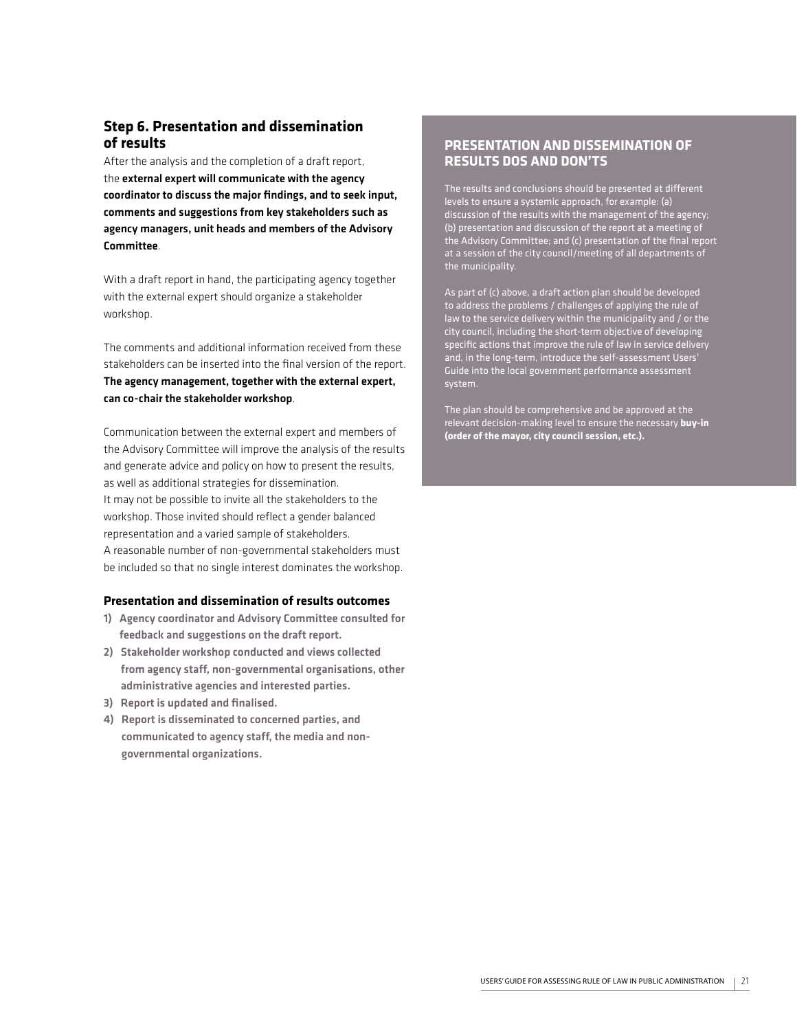## Step 6. Presentation and dissemination of results

After the analysis and the completion of a draft report, the **external expert will communicate with the agency coordinator to discuss the major findings, and to seek input, comments and suggestions from key stakeholders such as agency managers, unit heads and members of the Advisory Committee**.

With a draft report in hand, the participating agency together with the external expert should organize a stakeholder workshop.

The comments and additional information received from these stakeholders can be inserted into the final version of the report. **The agency management, together with the external expert, can co-chair the stakeholder workshop**.

Communication between the external expert and members of the Advisory Committee will improve the analysis of the results and generate advice and policy on how to present the results, as well as additional strategies for dissemination.
It may not be possible to invite all the stakeholders to the workshop. Those invited should reflect a gender balanced representation and a varied sample of stakeholders.
A reasonable number of non-governmental stakeholders must be included so that no single interest dominates the workshop.

### Presentation and dissemination of results outcomes

1) Agency coordinator and Advisory Committee consulted for feedback and suggestions on the draft report.
2) Stakeholder workshop conducted and views collected from agency staff, non-governmental organisations, other administrative agencies and interested parties.
3) Report is updated and finalised.
4) Report is disseminated to concerned parties, and communicated to agency staff, the media and non-governmental organizations.

### PRESENTATION AND DISSEMINATION OF RESULTS DOS AND DON'TS

The results and conclusions should be presented at different levels to ensure a systemic approach, for example: (a) discussion of the results with the management of the agency; (b) presentation and discussion of the report at a meeting of the Advisory Committee; and (c) presentation of the final report at a session of the city council/meeting of all departments of the municipality.

As part of (c) above, a draft action plan should be developed to address the problems / challenges of applying the rule of law to the service delivery within the municipality and / or the city council, including the short-term objective of developing specific actions that improve the rule of law in service delivery and, in the long-term, introduce the self-assessment Users' Guide into the local government performance assessment system.

The plan should be comprehensive and be approved at the relevant decision-making level to ensure the necessary **buy-in (order of the mayor, city council session, etc.).**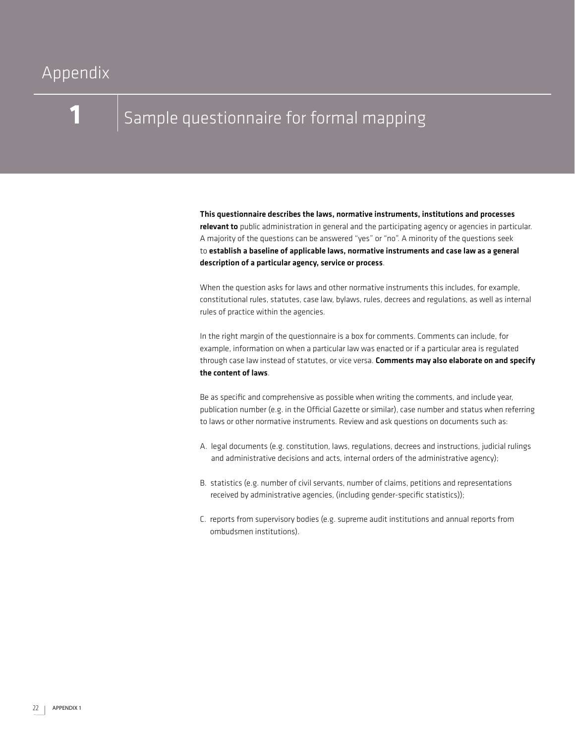# Appendix

## 1 Sample questionnaire for formal mapping

**This questionnaire describes the laws, normative instruments, institutions and processes relevant to** public administration in general and the participating agency or agencies in particular. A majority of the questions can be answered "yes" or "no". A minority of the questions seek to **establish a baseline of applicable laws, normative instruments and case law as a general description of a particular agency, service or process**.

When the question asks for laws and other normative instruments this includes, for example, constitutional rules, statutes, case law, bylaws, rules, decrees and regulations, as well as internal rules of practice within the agencies.

In the right margin of the questionnaire is a box for comments. Comments can include, for example, information on when a particular law was enacted or if a particular area is regulated through case law instead of statutes, or vice versa. **Comments may also elaborate on and specify the content of laws**.

Be as specific and comprehensive as possible when writing the comments, and include year, publication number (e.g. in the Official Gazette or similar), case number and status when referring to laws or other normative instruments. Review and ask questions on documents such as:

A. legal documents (e.g. constitution, laws, regulations, decrees and instructions, judicial rulings and administrative decisions and acts, internal orders of the administrative agency);

B. statistics (e.g. number of civil servants, number of claims, petitions and representations received by administrative agencies, (including gender-specific statistics));

C. reports from supervisory bodies (e.g. supreme audit institutions and annual reports from ombudsmen institutions).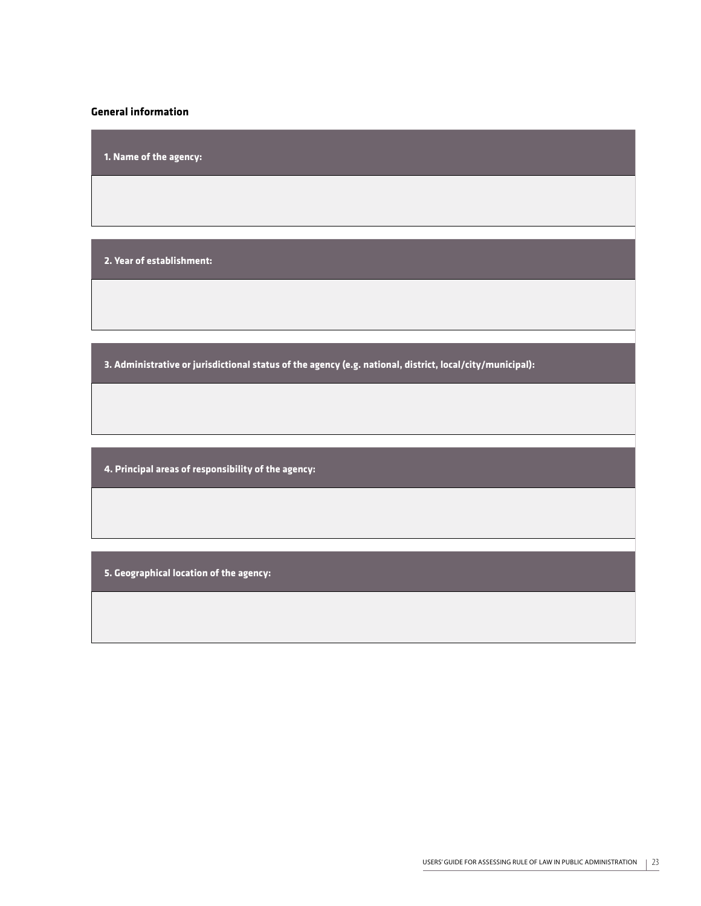**General information**

| 1. Name of the agency: |
| --- |
| |

| 2. Year of establishment: |
| --- |
| |

| 3. Administrative or jurisdictional status of the agency (e.g. national, district, local/city/municipal): |
| --- |
| |

| 4. Principal areas of responsibility of the agency: |
| --- |
| |

| 5. Geographical location of the agency: |
| --- |
| |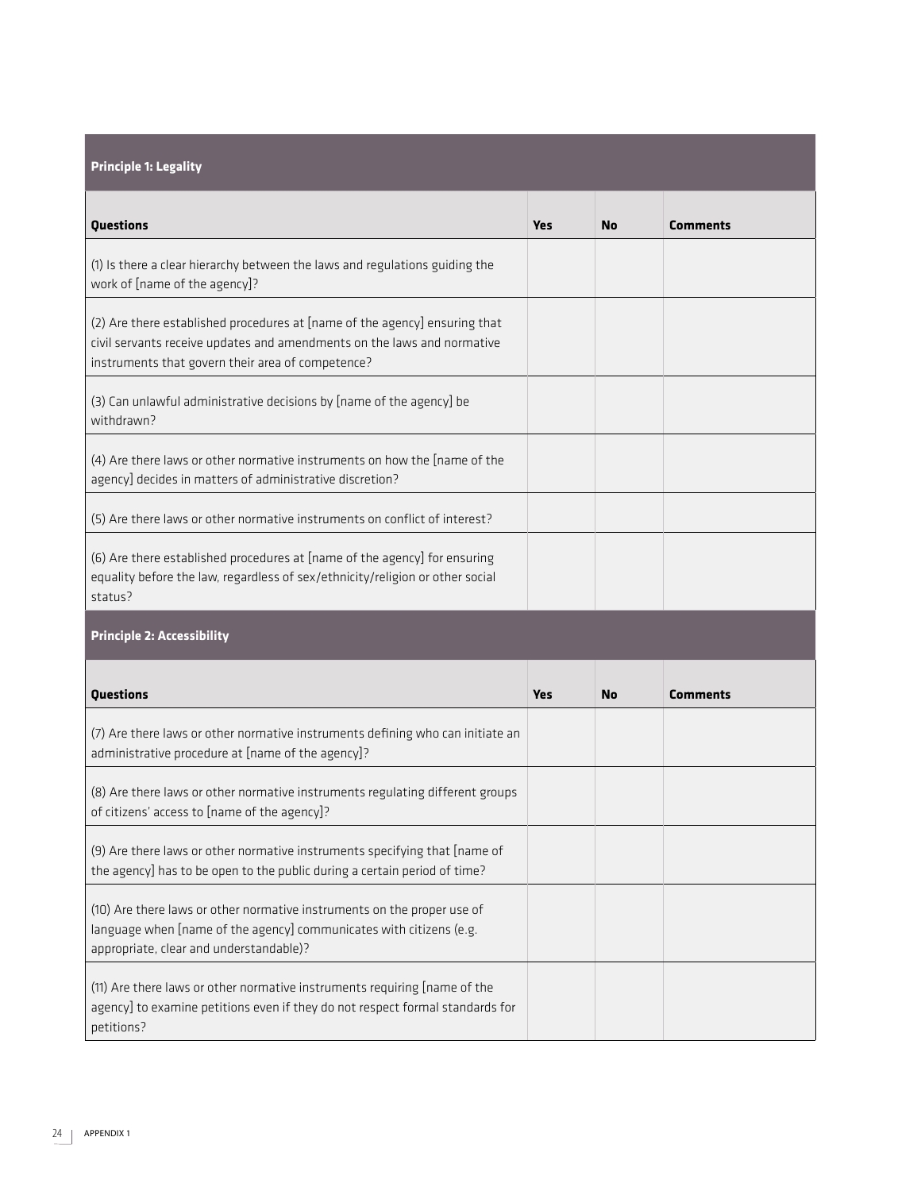| Principle 1: Legality | | | |
|---|---|---|---|
| **Questions** | **Yes** | **No** | **Comments** |
| (1) Is there a clear hierarchy between the laws and regulations guiding the work of [name of the agency]? | | | |
| (2) Are there established procedures at [name of the agency] ensuring that civil servants receive updates and amendments on the laws and normative instruments that govern their area of competence? | | | |
| (3) Can unlawful administrative decisions by [name of the agency] be withdrawn? | | | |
| (4) Are there laws or other normative instruments on how the [name of the agency] decides in matters of administrative discretion? | | | |
| (5) Are there laws or other normative instruments on conflict of interest? | | | |
| (6) Are there established procedures at [name of the agency] for ensuring equality before the law, regardless of sex/ethnicity/religion or other social status? | | | |

| Principle 2: Accessibility | | | |
|---|---|---|---|
| **Questions** | **Yes** | **No** | **Comments** |
| (7) Are there laws or other normative instruments defining who can initiate an administrative procedure at [name of the agency]? | | | |
| (8) Are there laws or other normative instruments regulating different groups of citizens' access to [name of the agency]? | | | |
| (9) Are there laws or other normative instruments specifying that [name of the agency] has to be open to the public during a certain period of time? | | | |
| (10) Are there laws or other normative instruments on the proper use of language when [name of the agency] communicates with citizens (e.g. appropriate, clear and understandable)? | | | |
| (11) Are there laws or other normative instruments requiring [name of the agency] to examine petitions even if they do not respect formal standards for petitions? | | | |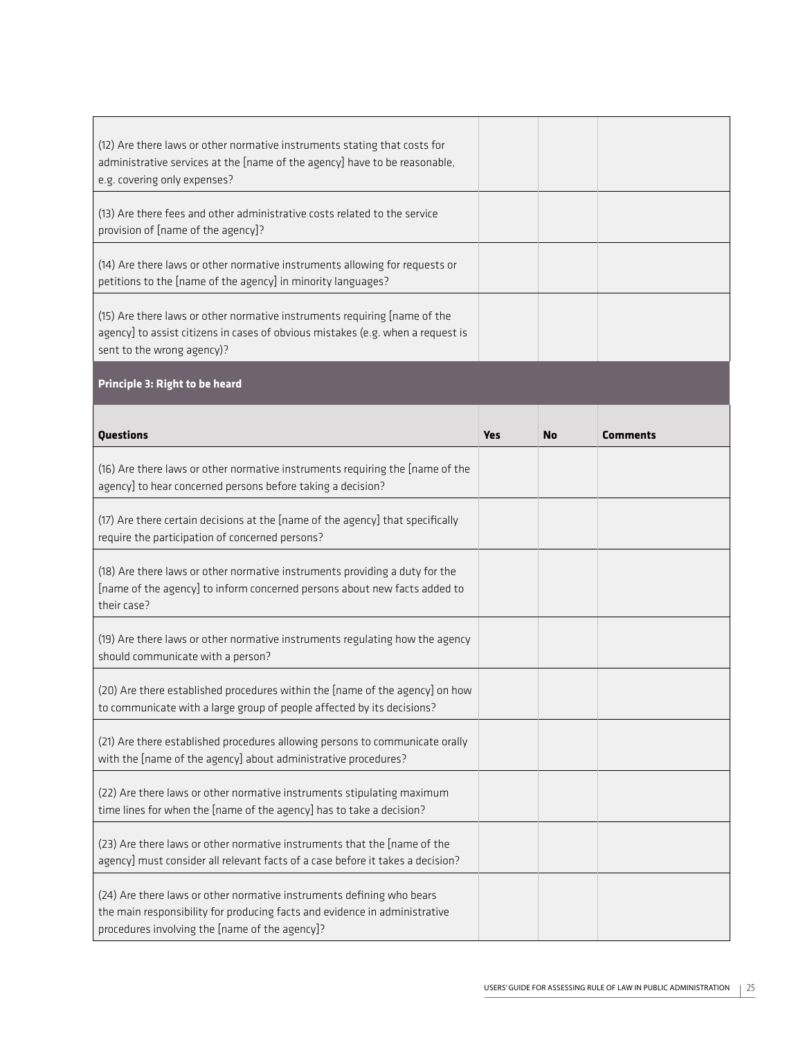| | | | |
|---|---|---|---|
| (12) Are there laws or other normative instruments stating that costs for administrative services at the [name of the agency] have to be reasonable, e.g. covering only expenses? | | | |
| (13) Are there fees and other administrative costs related to the service provision of [name of the agency]? | | | |
| (14) Are there laws or other normative instruments allowing for requests or petitions to the [name of the agency] in minority languages? | | | |
| (15) Are there laws or other normative instruments requiring [name of the agency] to assist citizens in cases of obvious mistakes (e.g. when a request is sent to the wrong agency)? | | | |

**Principle 3: Right to be heard**

| **Questions** | **Yes** | **No** | **Comments** |
|---|---|---|---|
| (16) Are there laws or other normative instruments requiring the [name of the agency] to hear concerned persons before taking a decision? | | | |
| (17) Are there certain decisions at the [name of the agency] that specifically require the participation of concerned persons? | | | |
| (18) Are there laws or other normative instruments providing a duty for the [name of the agency] to inform concerned persons about new facts added to their case? | | | |
| (19) Are there laws or other normative instruments regulating how the agency should communicate with a person? | | | |
| (20) Are there established procedures within the [name of the agency] on how to communicate with a large group of people affected by its decisions? | | | |
| (21) Are there established procedures allowing persons to communicate orally with the [name of the agency] about administrative procedures? | | | |
| (22) Are there laws or other normative instruments stipulating maximum time lines for when the [name of the agency] has to take a decision? | | | |
| (23) Are there laws or other normative instruments that the [name of the agency] must consider all relevant facts of a case before it takes a decision? | | | |
| (24) Are there laws or other normative instruments defining who bears the main responsibility for producing facts and evidence in administrative procedures involving the [name of the agency]? | | | |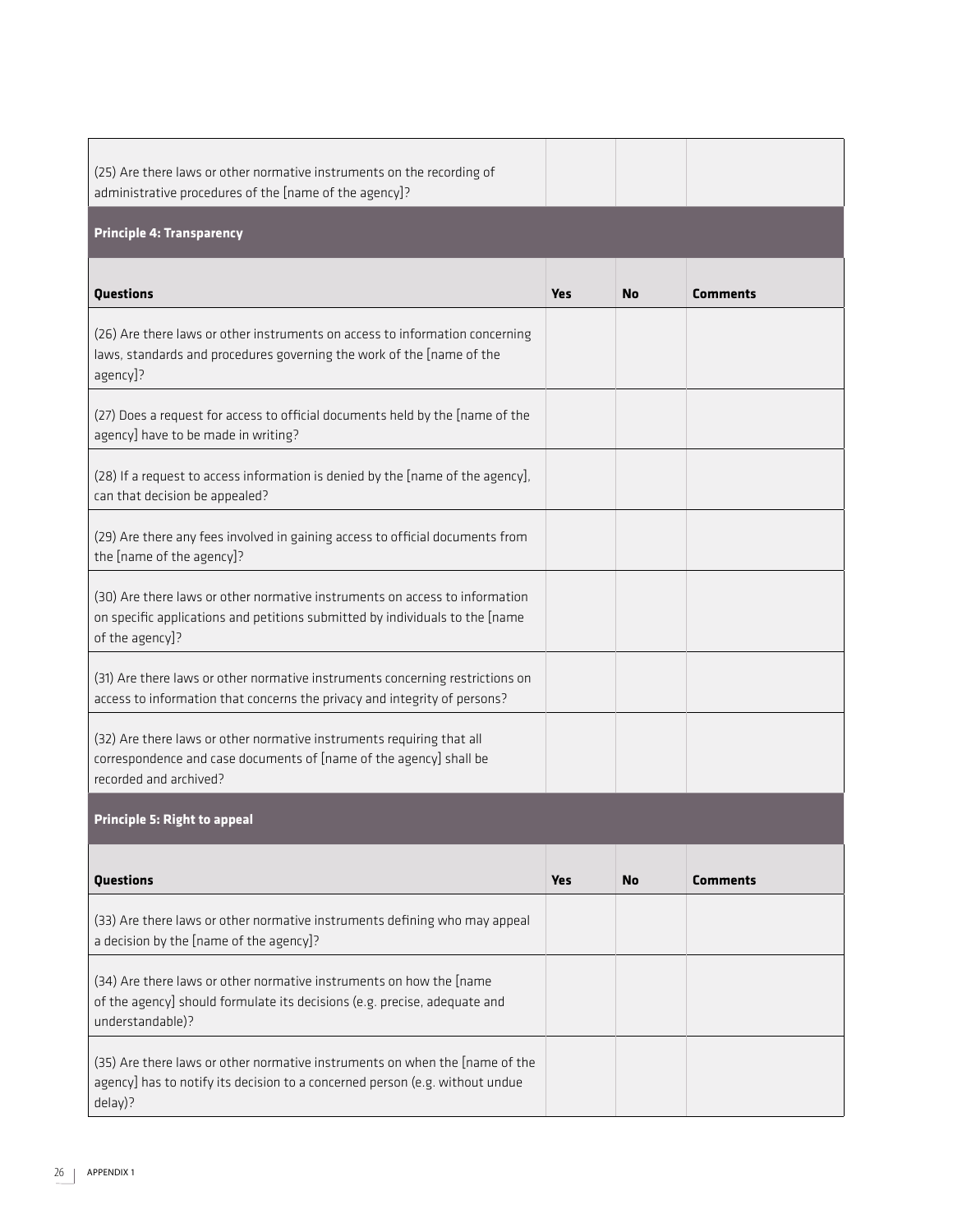| | | | |
|---|---|---|---|
| (25) Are there laws or other normative instruments on the recording of administrative procedures of the [name of the agency]? | | | |

**Principle 4: Transparency**

| Questions | Yes | No | Comments |
|---|---|---|---|
| (26) Are there laws or other instruments on access to information concerning laws, standards and procedures governing the work of the [name of the agency]? | | | |
| (27) Does a request for access to official documents held by the [name of the agency] have to be made in writing? | | | |
| (28) If a request to access information is denied by the [name of the agency], can that decision be appealed? | | | |
| (29) Are there any fees involved in gaining access to official documents from the [name of the agency]? | | | |
| (30) Are there laws or other normative instruments on access to information on specific applications and petitions submitted by individuals to the [name of the agency]? | | | |
| (31) Are there laws or other normative instruments concerning restrictions on access to information that concerns the privacy and integrity of persons? | | | |
| (32) Are there laws or other normative instruments requiring that all correspondence and case documents of [name of the agency] shall be recorded and archived? | | | |

**Principle 5: Right to appeal**

| Questions | Yes | No | Comments |
|---|---|---|---|
| (33) Are there laws or other normative instruments defining who may appeal a decision by the [name of the agency]? | | | |
| (34) Are there laws or other normative instruments on how the [name of the agency] should formulate its decisions (e.g. precise, adequate and understandable)? | | | |
| (35) Are there laws or other normative instruments on when the [name of the agency] has to notify its decision to a concerned person (e.g. without undue delay)? | | | |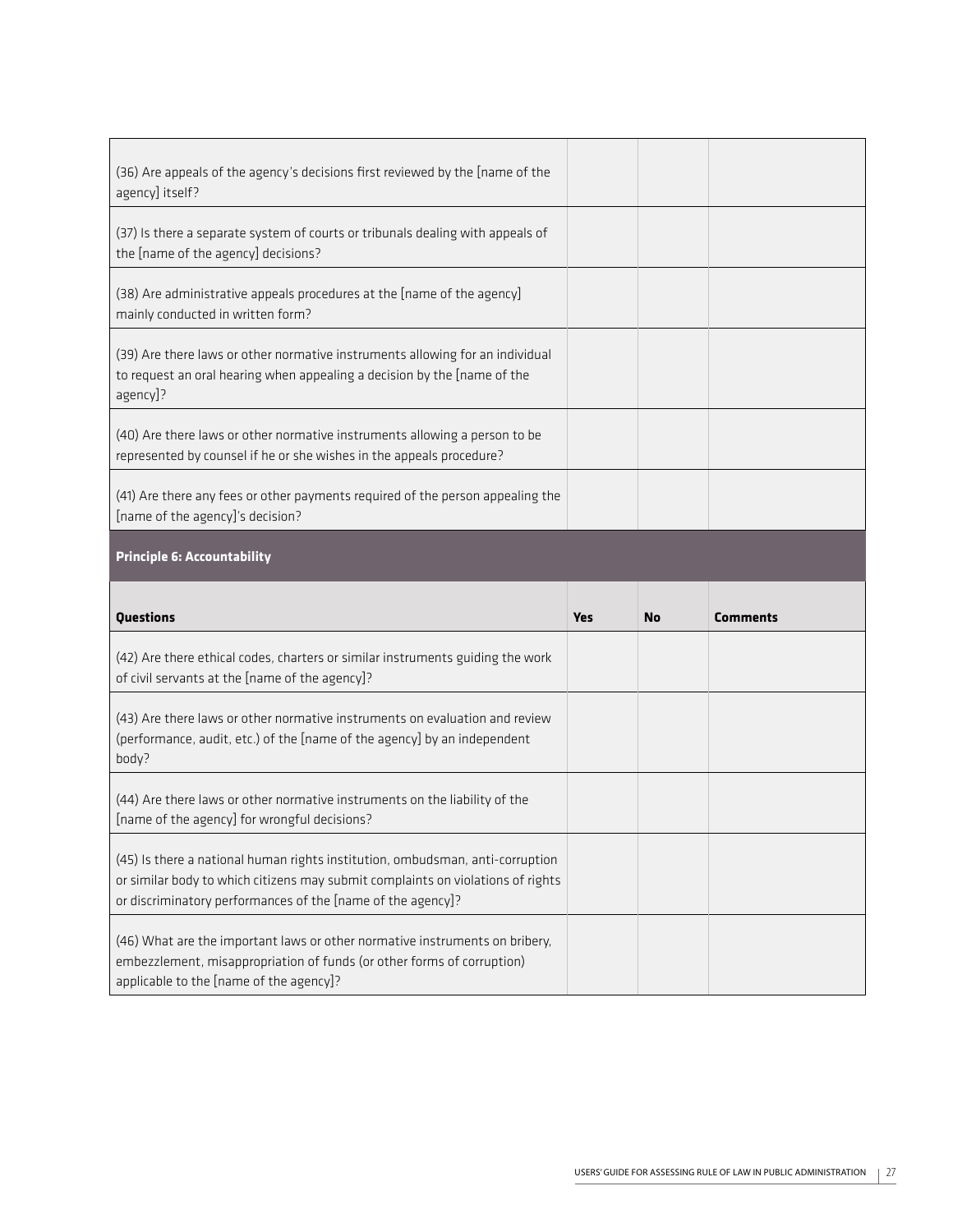| | | | |
| --- | --- | --- | --- |
| (36) Are appeals of the agency's decisions first reviewed by the [name of the agency] itself? | | | |
| (37) Is there a separate system of courts or tribunals dealing with appeals of the [name of the agency] decisions? | | | |
| (38) Are administrative appeals procedures at the [name of the agency] mainly conducted in written form? | | | |
| (39) Are there laws or other normative instruments allowing for an individual to request an oral hearing when appealing a decision by the [name of the agency]? | | | |
| (40) Are there laws or other normative instruments allowing a person to be represented by counsel if he or she wishes in the appeals procedure? | | | |
| (41) Are there any fees or other payments required of the person appealing the [name of the agency]'s decision? | | | |

**Principle 6: Accountability**

| **Questions** | **Yes** | **No** | **Comments** |
| --- | --- | --- | --- |
| (42) Are there ethical codes, charters or similar instruments guiding the work of civil servants at the [name of the agency]? | | | |
| (43) Are there laws or other normative instruments on evaluation and review (performance, audit, etc.) of the [name of the agency] by an independent body? | | | |
| (44) Are there laws or other normative instruments on the liability of the [name of the agency] for wrongful decisions? | | | |
| (45) Is there a national human rights institution, ombudsman, anti-corruption or similar body to which citizens may submit complaints on violations of rights or discriminatory performances of the [name of the agency]? | | | |
| (46) What are the important laws or other normative instruments on bribery, embezzlement, misappropriation of funds (or other forms of corruption) applicable to the [name of the agency]? | | | |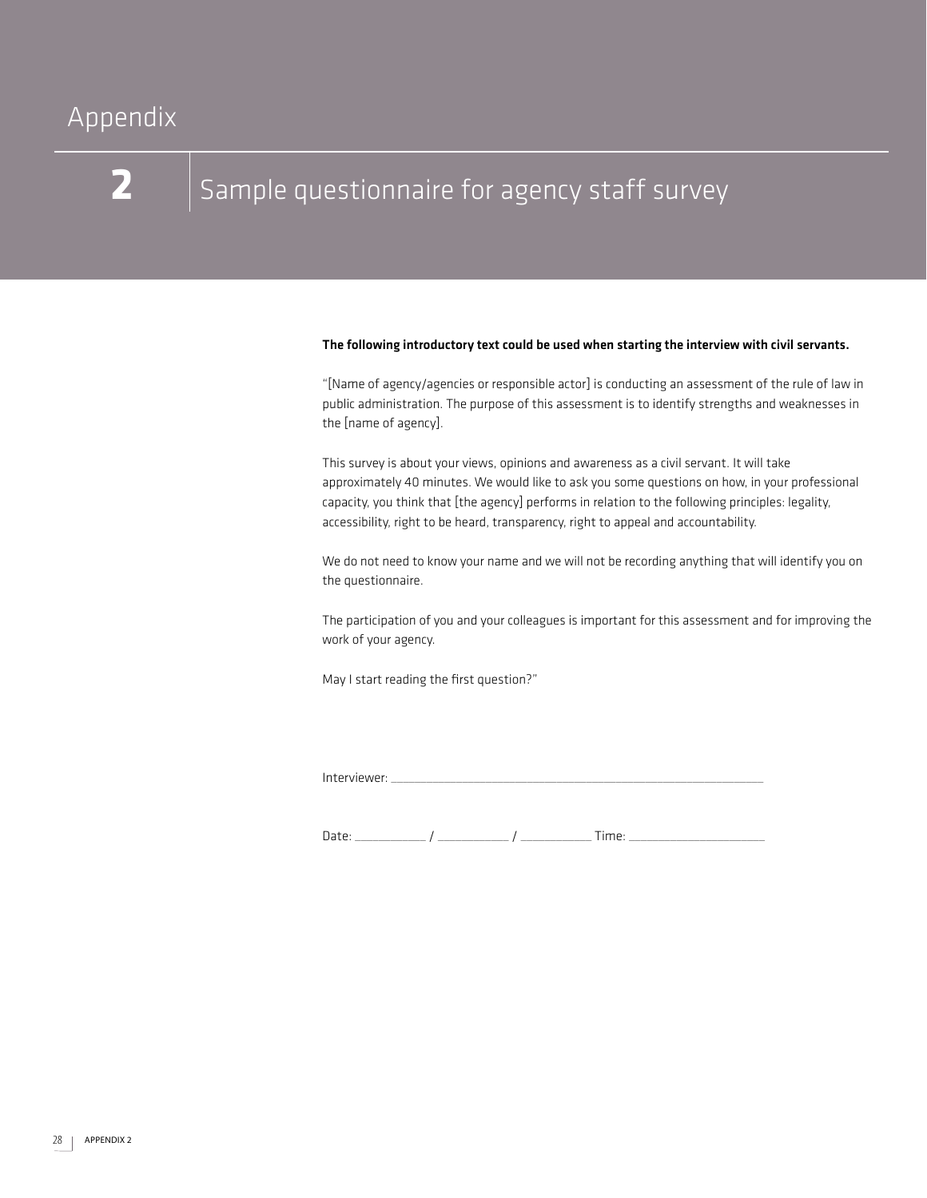# Appendix

## 2 Sample questionnaire for agency staff survey

**The following introductory text could be used when starting the interview with civil servants.**

"[Name of agency/agencies or responsible actor] is conducting an assessment of the rule of law in public administration. The purpose of this assessment is to identify strengths and weaknesses in the [name of agency].

This survey is about your views, opinions and awareness as a civil servant. It will take approximately 40 minutes. We would like to ask you some questions on how, in your professional capacity, you think that [the agency] performs in relation to the following principles: legality, accessibility, right to be heard, transparency, right to appeal and accountability.

We do not need to know your name and we will not be recording anything that will identify you on the questionnaire.

The participation of you and your colleagues is important for this assessment and for improving the work of your agency.

May I start reading the first question?"

Interviewer: ______________________________________________

Date: ________ / ________ / ________ Time: ______________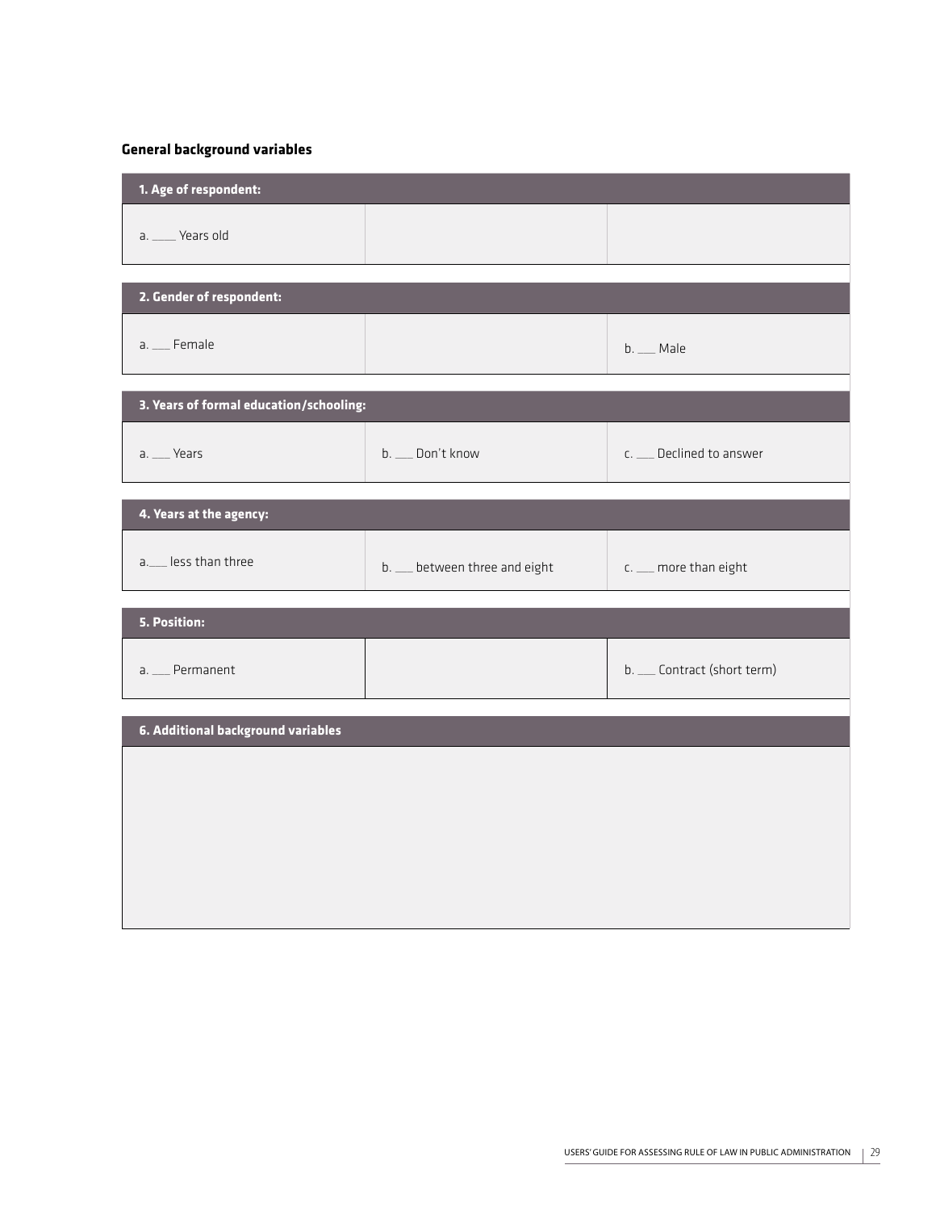**General background variables**

| 1. Age of respondent: | | |
|---|---|---|
| a. ____ Years old | | |

| 2. Gender of respondent: | | |
|---|---|---|
| a. ___ Female | | b. ___ Male |

| 3. Years of formal education/schooling: | | |
|---|---|---|
| a. ___ Years | b. ___ Don't know | c. ___ Declined to answer |

| 4. Years at the agency: | | |
|---|---|---|
| a.___ less than three | b. ___ between three and eight | c. ___ more than eight |

| 5. Position: | | |
|---|---|---|
| a. ___ Permanent | | b. ___ Contract (short term) |

| 6. Additional background variables |
|---|
| |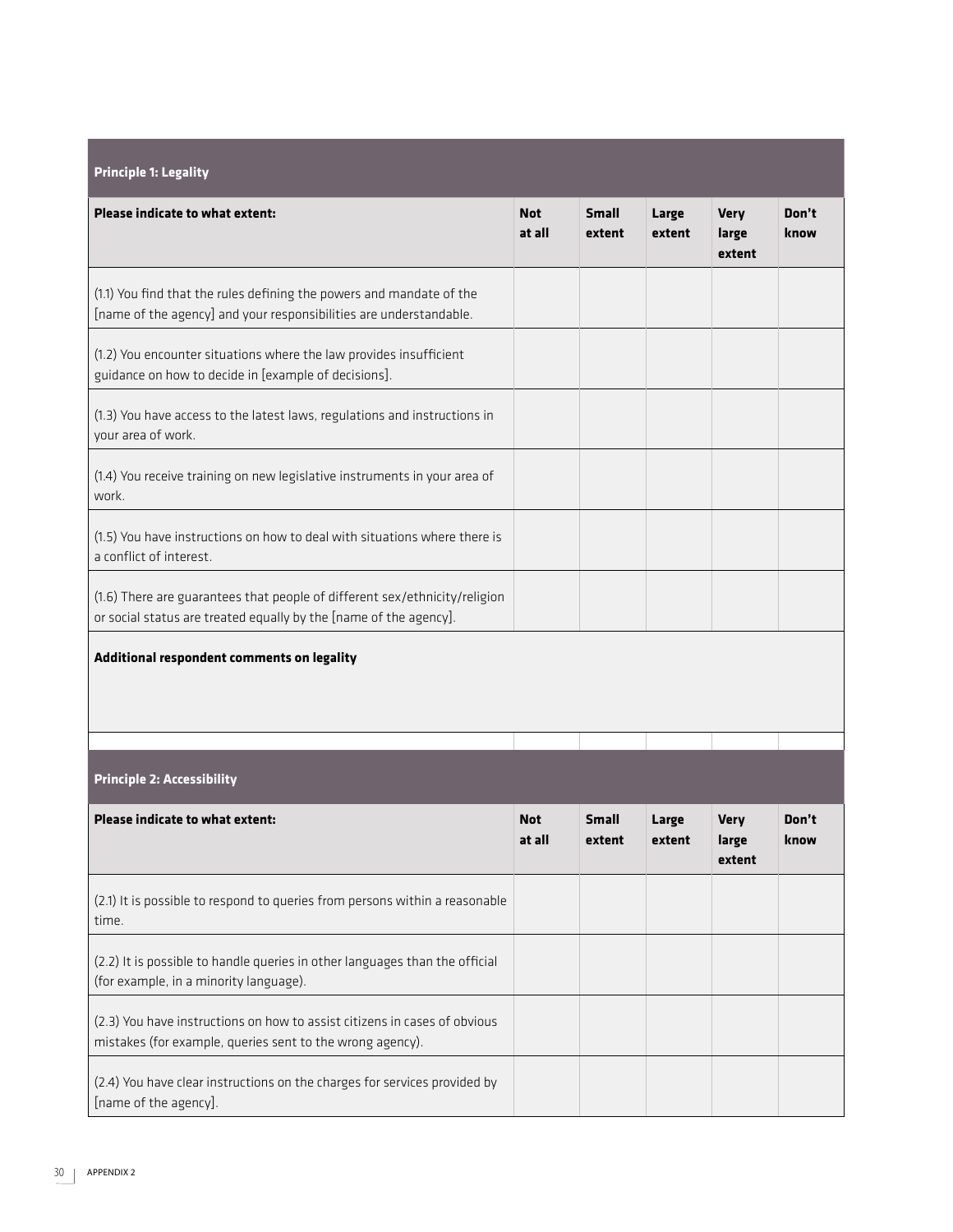| **Principle 1: Legality** | | | | | |
|---|---|---|---|---|---|
| **Please indicate to what extent:** | **Not at all** | **Small extent** | **Large extent** | **Very large extent** | **Don't know** |
| (1.1) You find that the rules defining the powers and mandate of the [name of the agency] and your responsibilities are understandable. | | | | | |
| (1.2) You encounter situations where the law provides insufficient guidance on how to decide in [example of decisions]. | | | | | |
| (1.3) You have access to the latest laws, regulations and instructions in your area of work. | | | | | |
| (1.4) You receive training on new legislative instruments in your area of work. | | | | | |
| (1.5) You have instructions on how to deal with situations where there is a conflict of interest. | | | | | |
| (1.6) There are guarantees that people of different sex/ethnicity/religion or social status are treated equally by the [name of the agency]. | | | | | |
| **Additional respondent comments on legality** | | | | | |

| **Principle 2: Accessibility** | | | | | |
|---|---|---|---|---|---|
| **Please indicate to what extent:** | **Not at all** | **Small extent** | **Large extent** | **Very large extent** | **Don't know** |
| (2.1) It is possible to respond to queries from persons within a reasonable time. | | | | | |
| (2.2) It is possible to handle queries in other languages than the official (for example, in a minority language). | | | | | |
| (2.3) You have instructions on how to assist citizens in cases of obvious mistakes (for example, queries sent to the wrong agency). | | | | | |
| (2.4) You have clear instructions on the charges for services provided by [name of the agency]. | | | | | |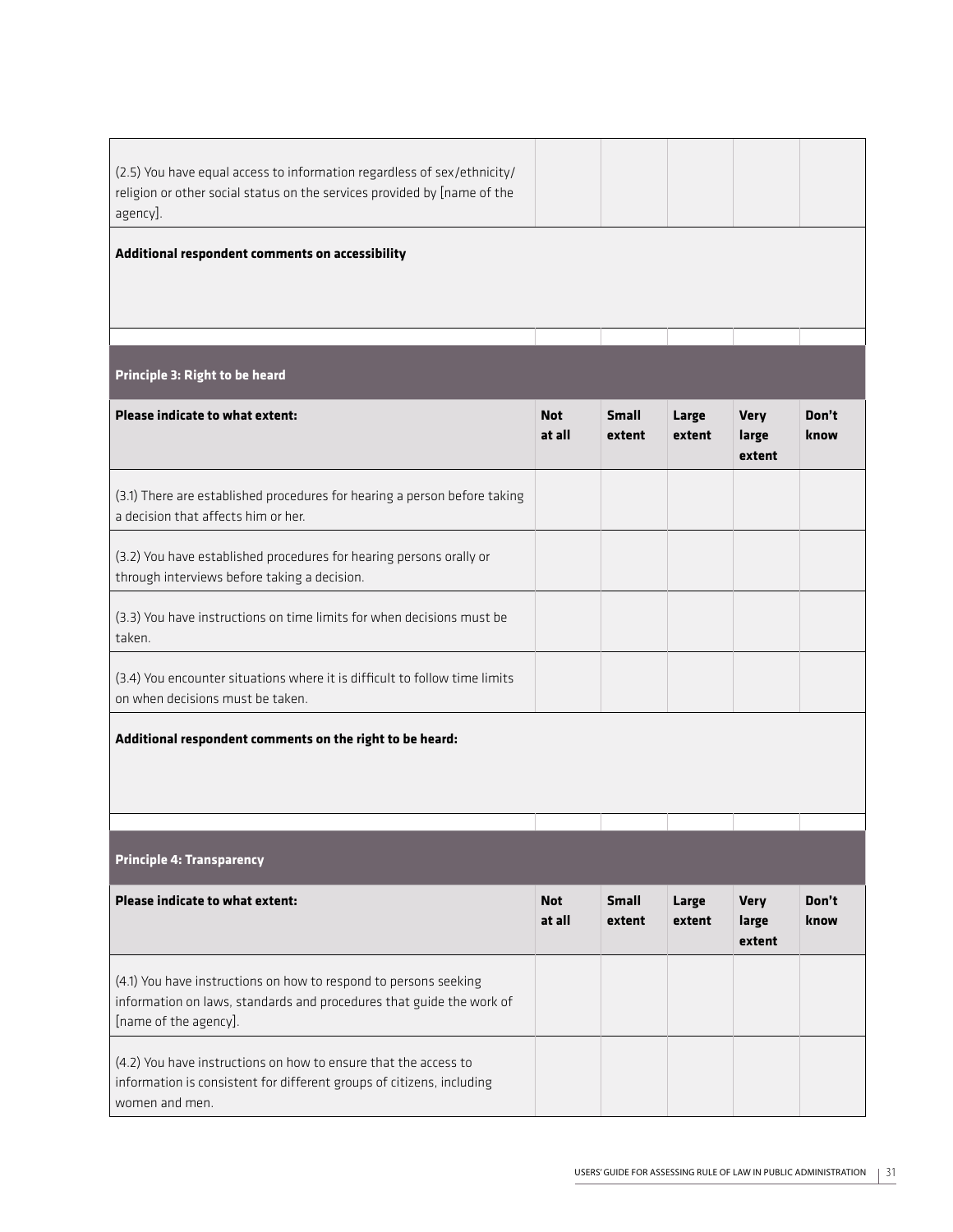| | | | | | |
|---|---|---|---|---|---|
| (2.5) You have equal access to information regardless of sex/ethnicity/religion or other social status on the services provided by [name of the agency]. | | | | | |
| **Additional respondent comments on accessibility** | | | | | |

| **Principle 3: Right to be heard** | | | | | |
|---|---|---|---|---|---|
| **Please indicate to what extent:** | **Not at all** | **Small extent** | **Large extent** | **Very large extent** | **Don't know** |
| (3.1) There are established procedures for hearing a person before taking a decision that affects him or her. | | | | | |
| (3.2) You have established procedures for hearing persons orally or through interviews before taking a decision. | | | | | |
| (3.3) You have instructions on time limits for when decisions must be taken. | | | | | |
| (3.4) You encounter situations where it is difficult to follow time limits on when decisions must be taken. | | | | | |
| **Additional respondent comments on the right to be heard:** | | | | | |

| **Principle 4: Transparency** | | | | | |
|---|---|---|---|---|---|
| **Please indicate to what extent:** | **Not at all** | **Small extent** | **Large extent** | **Very large extent** | **Don't know** |
| (4.1) You have instructions on how to respond to persons seeking information on laws, standards and procedures that guide the work of [name of the agency]. | | | | | |
| (4.2) You have instructions on how to ensure that the access to information is consistent for different groups of citizens, including women and men. | | | | | |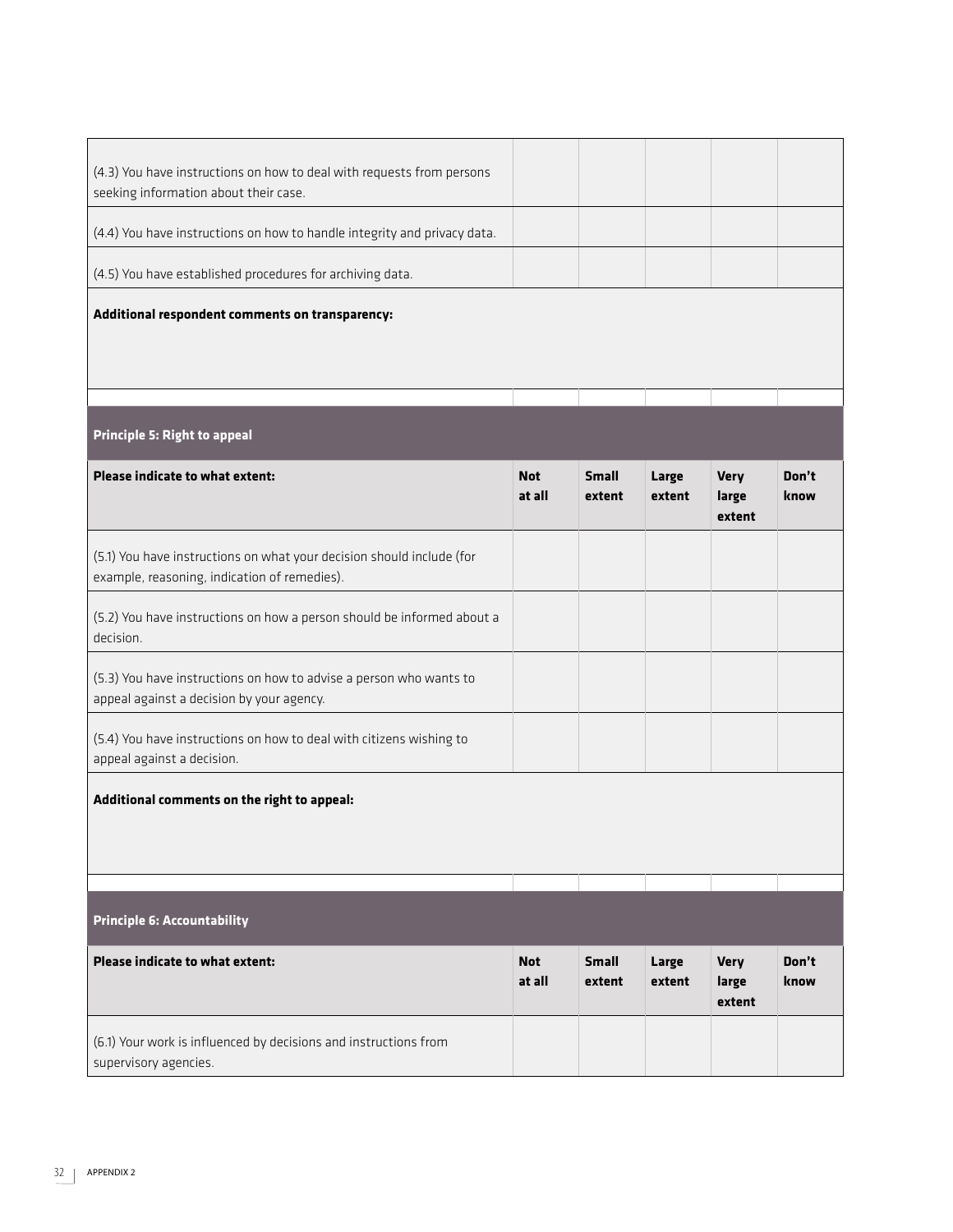| | | | | | |
|---|---|---|---|---|---|
| (4.3) You have instructions on how to deal with requests from persons seeking information about their case. | | | | | |
| (4.4) You have instructions on how to handle integrity and privacy data. | | | | | |
| (4.5) You have established procedures for archiving data. | | | | | |
| **Additional respondent comments on transparency:** | | | | | |

**Principle 5: Right to appeal**

| Please indicate to what extent: | Not at all | Small extent | Large extent | Very large extent | Don't know |
|---|---|---|---|---|---|
| (5.1) You have instructions on what your decision should include (for example, reasoning, indication of remedies). | | | | | |
| (5.2) You have instructions on how a person should be informed about a decision. | | | | | |
| (5.3) You have instructions on how to advise a person who wants to appeal against a decision by your agency. | | | | | |
| (5.4) You have instructions on how to deal with citizens wishing to appeal against a decision. | | | | | |
| **Additional comments on the right to appeal:** | | | | | |

**Principle 6: Accountability**

| Please indicate to what extent: | Not at all | Small extent | Large extent | Very large extent | Don't know |
|---|---|---|---|---|---|
| (6.1) Your work is influenced by decisions and instructions from supervisory agencies. | | | | | |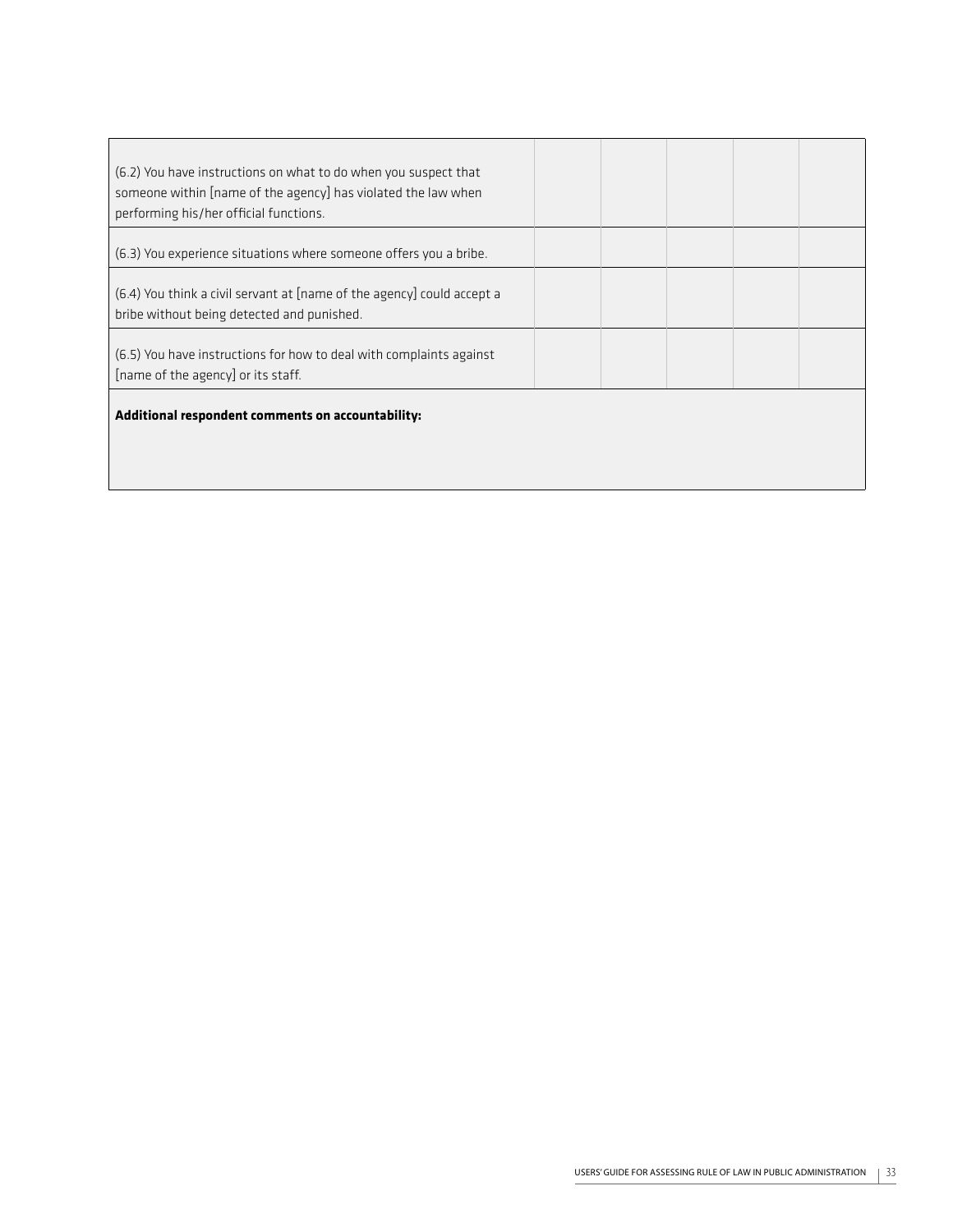| | | | | | |
|---|---|---|---|---|---|
| (6.2) You have instructions on what to do when you suspect that someone within [name of the agency] has violated the law when performing his/her official functions. | | | | | |
| (6.3) You experience situations where someone offers you a bribe. | | | | | |
| (6.4) You think a civil servant at [name of the agency] could accept a bribe without being detected and punished. | | | | | |
| (6.5) You have instructions for how to deal with complaints against [name of the agency] or its staff. | | | | | |
| **Additional respondent comments on accountability:** | | | | | |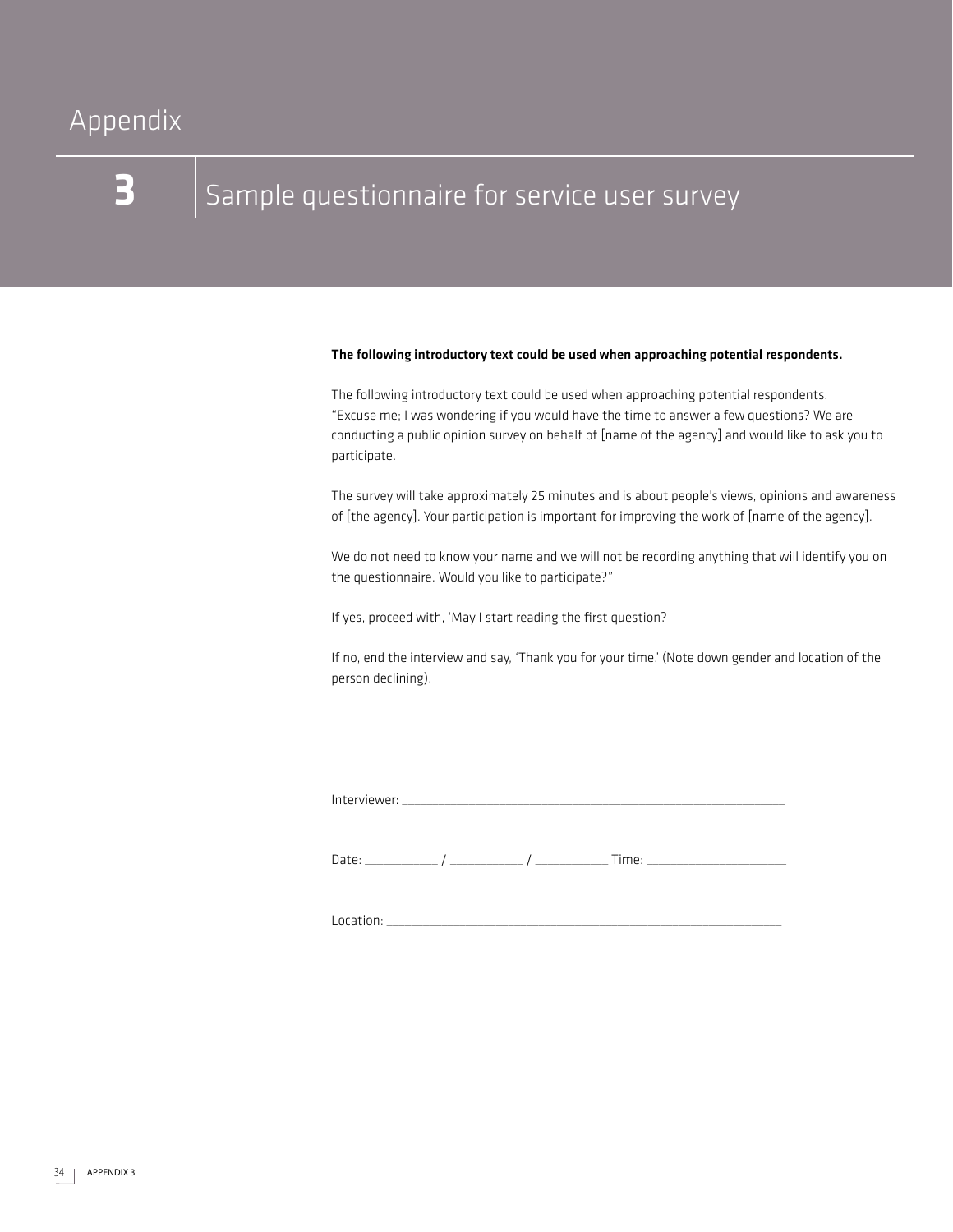# Appendix

## 3 Sample questionnaire for service user survey

**The following introductory text could be used when approaching potential respondents.**

The following introductory text could be used when approaching potential respondents.
"Excuse me; I was wondering if you would have the time to answer a few questions? We are conducting a public opinion survey on behalf of [name of the agency] and would like to ask you to participate.

The survey will take approximately 25 minutes and is about people's views, opinions and awareness of [the agency]. Your participation is important for improving the work of [name of the agency].

We do not need to know your name and we will not be recording anything that will identify you on the questionnaire. Would you like to participate?"

If yes, proceed with, 'May I start reading the first question?

If no, end the interview and say, 'Thank you for your time.' (Note down gender and location of the person declining).

Interviewer: ___________________________________________

Date: ________ / ________ / ________ Time: ______________

Location: ___________________________________________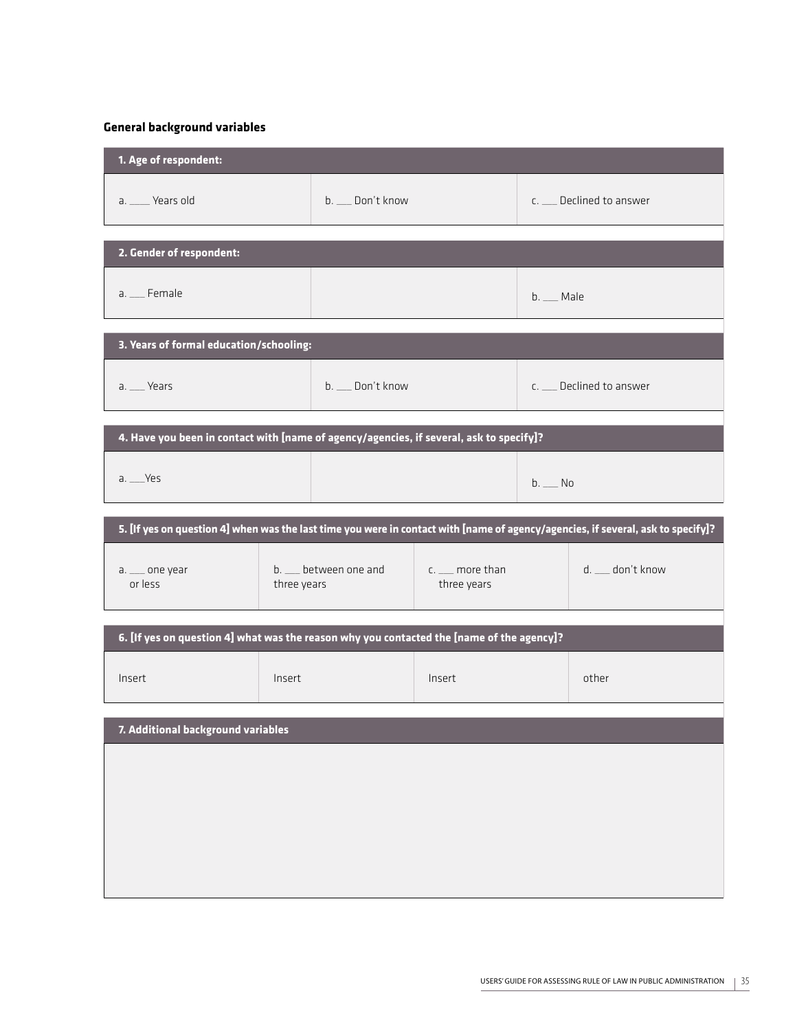### General background variables

| 1. Age of respondent: | | |
|---|---|---|
| a. ____ Years old | b. ___ Don't know | c. ___ Declined to answer |

| 2. Gender of respondent: | | |
|---|---|---|
| a. ___ Female | | b. ___ Male |

| 3. Years of formal education/schooling: | | |
|---|---|---|
| a. ___ Years | b. ___ Don't know | c. ___ Declined to answer |

| 4. Have you been in contact with [name of agency/agencies, if several, ask to specify]? | | |
|---|---|---|
| a. ___Yes | | b. ___ No |

| 5. [If yes on question 4] when was the last time you were in contact with [name of agency/agencies, if several, ask to specify]? | | | |
|---|---|---|---|
| a. ___ one year or less | b. ___ between one and three years | c. ___ more than three years | d. ___ don't know |

| 6. [If yes on question 4] what was the reason why you contacted the [name of the agency]? | | | |
|---|---|---|---|
| Insert | Insert | Insert | other |

| 7. Additional background variables |
|---|
| |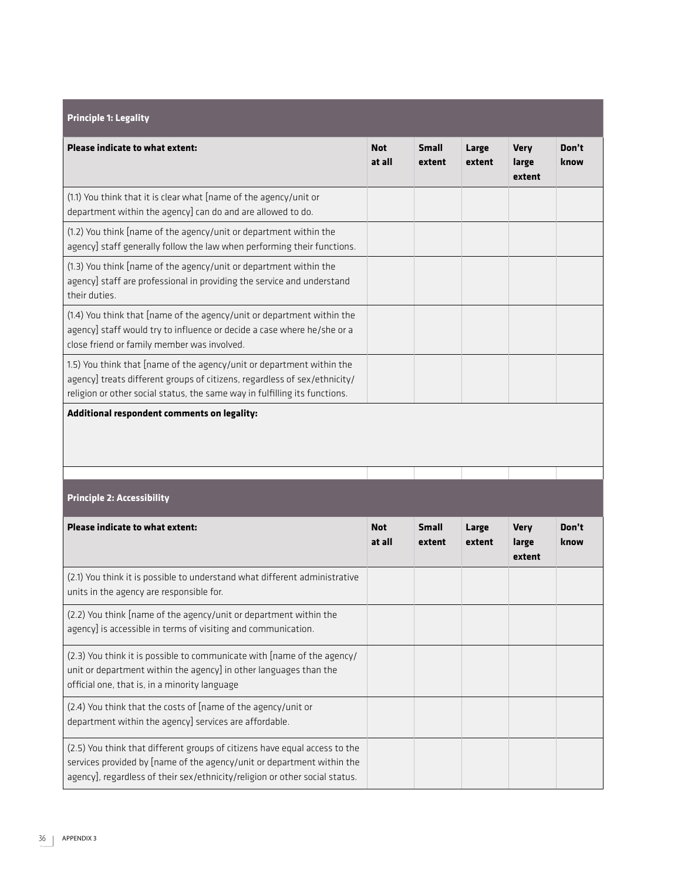| Principle 1: Legality | | | | | |
|---|---|---|---|---|---|
| **Please indicate to what extent:** | **Not at all** | **Small extent** | **Large extent** | **Very large extent** | **Don't know** |
| (1.1) You think that it is clear what [name of the agency/unit or department within the agency] can do and are allowed to do. | | | | | |
| (1.2) You think [name of the agency/unit or department within the agency] staff generally follow the law when performing their functions. | | | | | |
| (1.3) You think [name of the agency/unit or department within the agency] staff are professional in providing the service and understand their duties. | | | | | |
| (1.4) You think that [name of the agency/unit or department within the agency] staff would try to influence or decide a case where he/she or a close friend or family member was involved. | | | | | |
| 1.5) You think that [name of the agency/unit or department within the agency] treats different groups of citizens, regardless of sex/ethnicity/religion or other social status, the same way in fulfilling its functions. | | | | | |
| **Additional respondent comments on legality:** | | | | | |

| Principle 2: Accessibility | | | | | |
|---|---|---|---|---|---|
| **Please indicate to what extent:** | **Not at all** | **Small extent** | **Large extent** | **Very large extent** | **Don't know** |
| (2.1) You think it is possible to understand what different administrative units in the agency are responsible for. | | | | | |
| (2.2) You think [name of the agency/unit or department within the agency] is accessible in terms of visiting and communication. | | | | | |
| (2.3) You think it is possible to communicate with [name of the agency/unit or department within the agency] in other languages than the official one, that is, in a minority language | | | | | |
| (2.4) You think that the costs of [name of the agency/unit or department within the agency] services are affordable. | | | | | |
| (2.5) You think that different groups of citizens have equal access to the services provided by [name of the agency/unit or department within the agency], regardless of their sex/ethnicity/religion or other social status. | | | | | |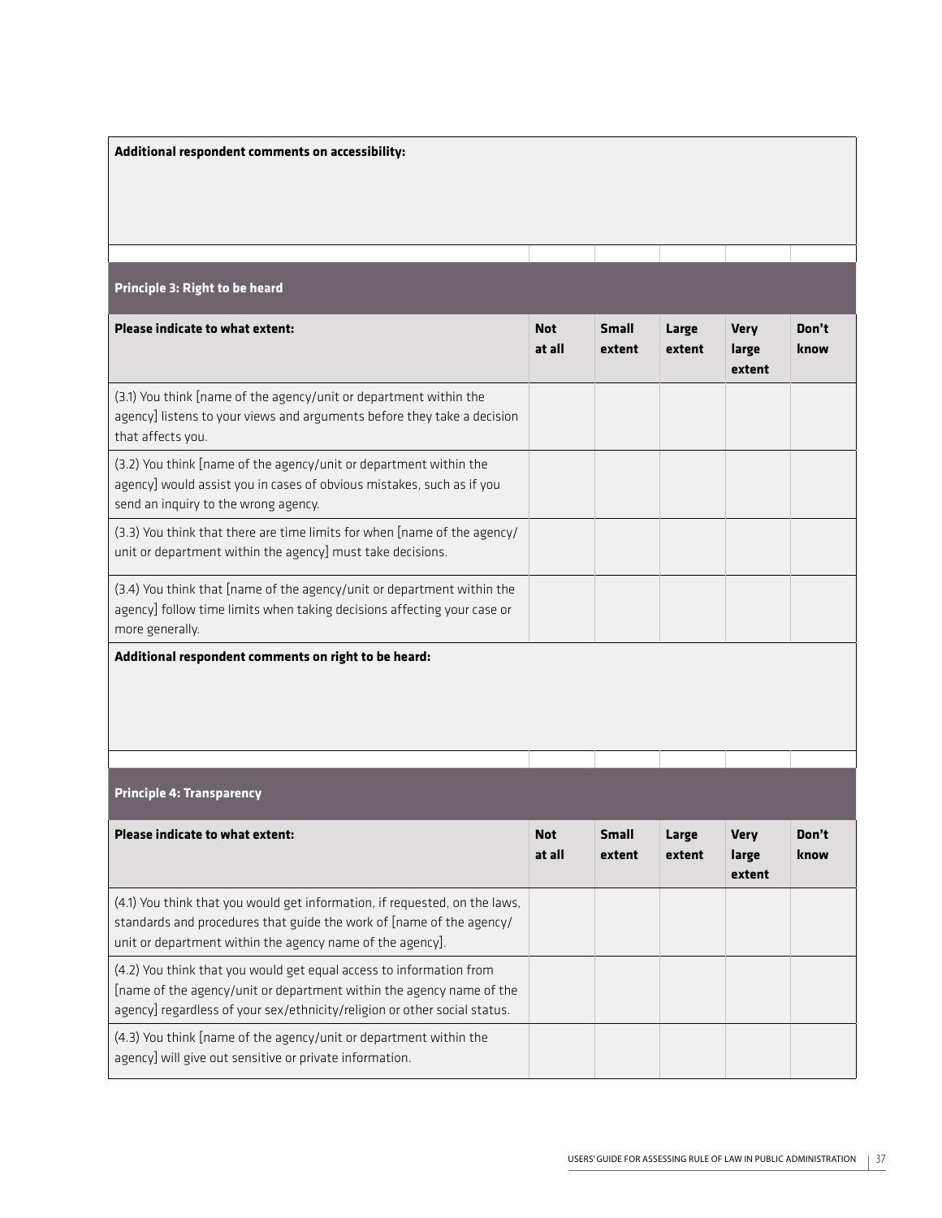| Additional respondent comments on accessibility: | | | | | |
|---|---|---|---|---|---|
| | | | | | |

| Principle 3: Right to be heard | | | | | |
|---|---|---|---|---|---|
| **Please indicate to what extent:** | **Not at all** | **Small extent** | **Large extent** | **Very large extent** | **Don't know** |
| (3.1) You think [name of the agency/unit or department within the agency] listens to your views and arguments before they take a decision that affects you. | | | | | |
| (3.2) You think [name of the agency/unit or department within the agency] would assist you in cases of obvious mistakes, such as if you send an inquiry to the wrong agency. | | | | | |
| (3.3) You think that there are time limits for when [name of the agency/unit or department within the agency] must take decisions. | | | | | |
| (3.4) You think that [name of the agency/unit or department within the agency] follow time limits when taking decisions affecting your case or more generally. | | | | | |
| **Additional respondent comments on right to be heard:** | | | | | |

| Principle 4: Transparency | | | | | |
|---|---|---|---|---|---|
| **Please indicate to what extent:** | **Not at all** | **Small extent** | **Large extent** | **Very large extent** | **Don't know** |
| (4.1) You think that you would get information, if requested, on the laws, standards and procedures that guide the work of [name of the agency/unit or department within the agency name of the agency]. | | | | | |
| (4.2) You think that you would get equal access to information from [name of the agency/unit or department within the agency name of the agency] regardless of your sex/ethnicity/religion or other social status. | | | | | |
| (4.3) You think [name of the agency/unit or department within the agency] will give out sensitive or private information. | | | | | |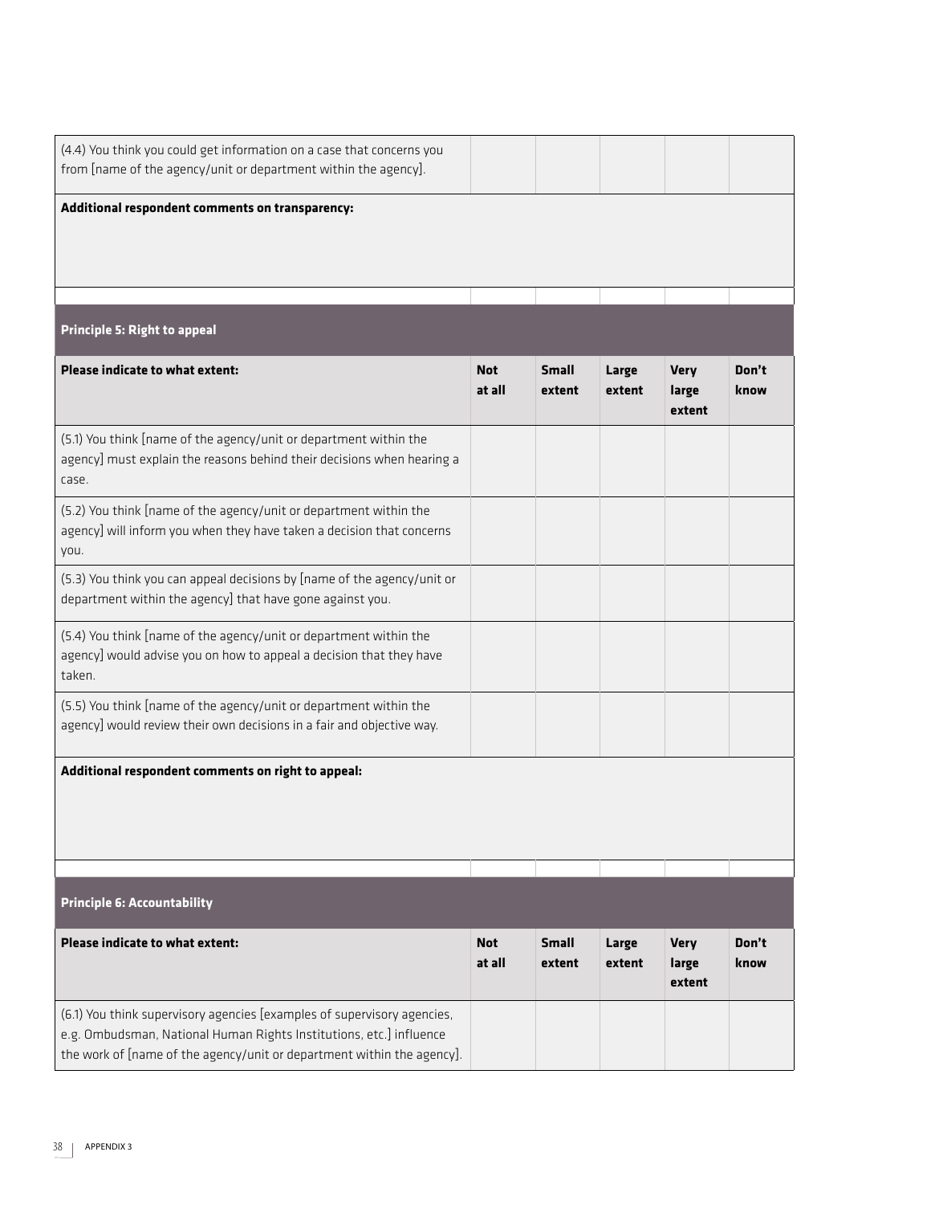| | | | | | |
|---|---|---|---|---|---|
| (4.4) You think you could get information on a case that concerns you from [name of the agency/unit or department within the agency]. | | | | | |
| **Additional respondent comments on transparency:** | | | | | |

**Principle 5: Right to appeal**

| **Please indicate to what extent:** | **Not at all** | **Small extent** | **Large extent** | **Very large extent** | **Don't know** |
|---|---|---|---|---|---|
| (5.1) You think [name of the agency/unit or department within the agency] must explain the reasons behind their decisions when hearing a case. | | | | | |
| (5.2) You think [name of the agency/unit or department within the agency] will inform you when they have taken a decision that concerns you. | | | | | |
| (5.3) You think you can appeal decisions by [name of the agency/unit or department within the agency] that have gone against you. | | | | | |
| (5.4) You think [name of the agency/unit or department within the agency] would advise you on how to appeal a decision that they have taken. | | | | | |
| (5.5) You think [name of the agency/unit or department within the agency] would review their own decisions in a fair and objective way. | | | | | |
| **Additional respondent comments on right to appeal:** | | | | | |

**Principle 6: Accountability**

| **Please indicate to what extent:** | **Not at all** | **Small extent** | **Large extent** | **Very large extent** | **Don't know** |
|---|---|---|---|---|---|
| (6.1) You think supervisory agencies [examples of supervisory agencies, e.g. Ombudsman, National Human Rights Institutions, etc.] influence the work of [name of the agency/unit or department within the agency]. | | | | | |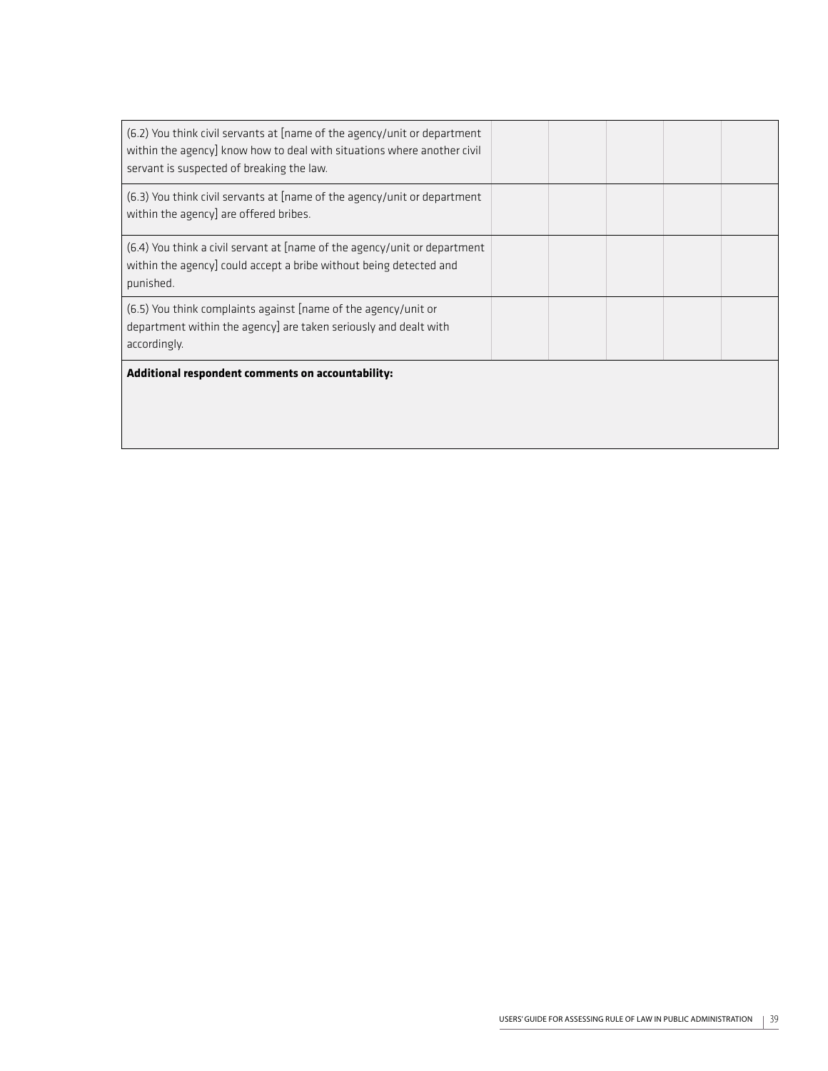| | | | | | |
|---|---|---|---|---|---|
| (6.2) You think civil servants at [name of the agency/unit or department within the agency] know how to deal with situations where another civil servant is suspected of breaking the law. | | | | | |
| (6.3) You think civil servants at [name of the agency/unit or department within the agency] are offered bribes. | | | | | |
| (6.4) You think a civil servant at [name of the agency/unit or department within the agency] could accept a bribe without being detected and punished. | | | | | |
| (6.5) You think complaints against [name of the agency/unit or department within the agency] are taken seriously and dealt with accordingly. | | | | | |
| **Additional respondent comments on accountability:** | | | | | |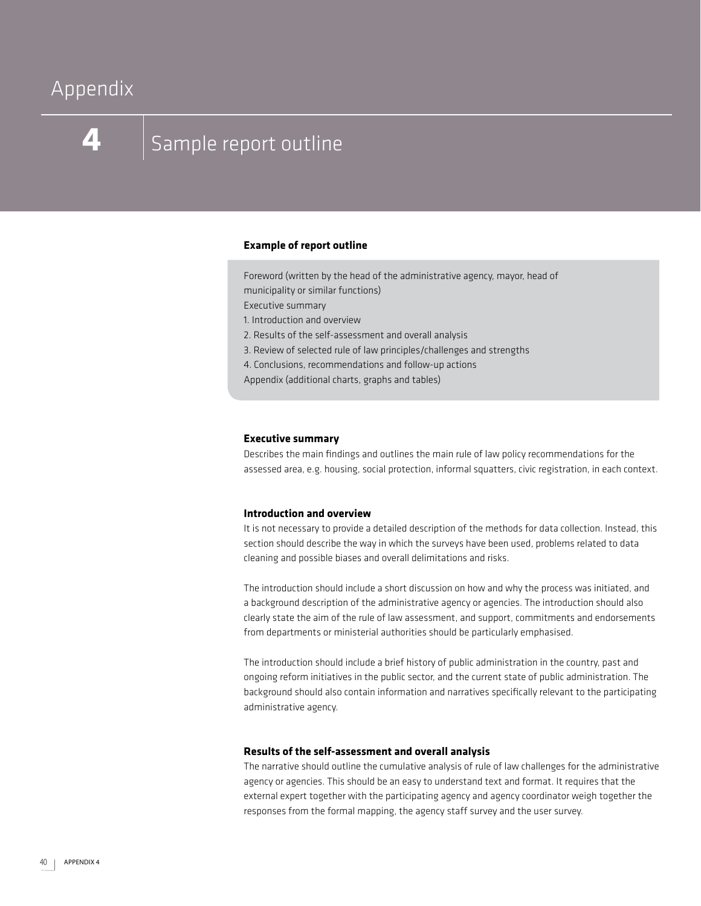# Appendix

## 4 Sample report outline

**Example of report outline**

Foreword (written by the head of the administrative agency, mayor, head of municipality or similar functions)
Executive summary
1. Introduction and overview
2. Results of the self-assessment and overall analysis
3. Review of selected rule of law principles/challenges and strengths
4. Conclusions, recommendations and follow-up actions

Appendix (additional charts, graphs and tables)

### Executive summary

Describes the main findings and outlines the main rule of law policy recommendations for the assessed area, e.g. housing, social protection, informal squatters, civic registration, in each context.

### Introduction and overview

It is not necessary to provide a detailed description of the methods for data collection. Instead, this section should describe the way in which the surveys have been used, problems related to data cleaning and possible biases and overall delimitations and risks.

The introduction should include a short discussion on how and why the process was initiated, and a background description of the administrative agency or agencies. The introduction should also clearly state the aim of the rule of law assessment, and support, commitments and endorsements from departments or ministerial authorities should be particularly emphasised.

The introduction should include a brief history of public administration in the country, past and ongoing reform initiatives in the public sector, and the current state of public administration. The background should also contain information and narratives specifically relevant to the participating administrative agency.

### Results of the self-assessment and overall analysis

The narrative should outline the cumulative analysis of rule of law challenges for the administrative agency or agencies. This should be an easy to understand text and format. It requires that the external expert together with the participating agency and agency coordinator weigh together the responses from the formal mapping, the agency staff survey and the user survey.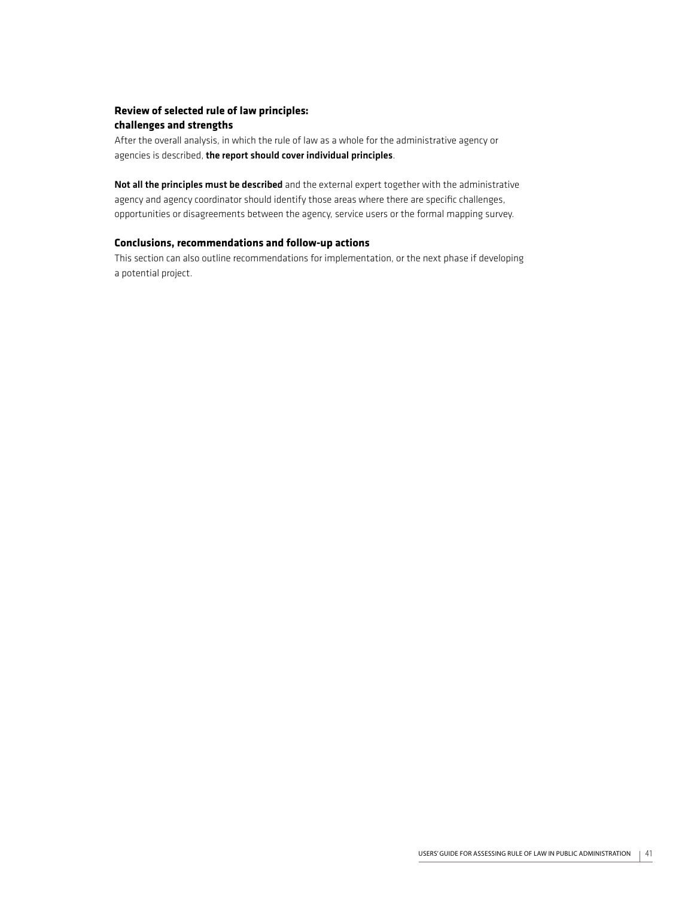### Review of selected rule of law principles: challenges and strengths

After the overall analysis, in which the rule of law as a whole for the administrative agency or agencies is described, **the report should cover individual principles**.

**Not all the principles must be described** and the external expert together with the administrative agency and agency coordinator should identify those areas where there are specific challenges, opportunities or disagreements between the agency, service users or the formal mapping survey.

### Conclusions, recommendations and follow-up actions

This section can also outline recommendations for implementation, or the next phase if developing a potential project.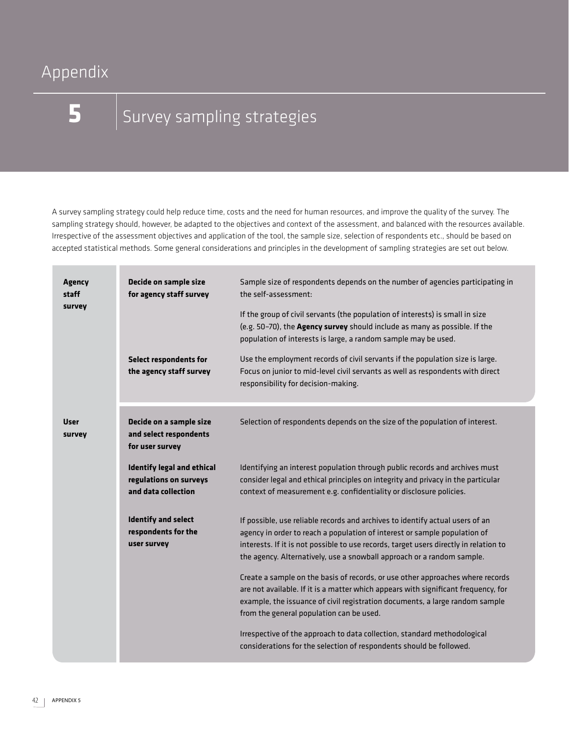# Appendix

## 5 Survey sampling strategies

A survey sampling strategy could help reduce time, costs and the need for human resources, and improve the quality of the survey. The sampling strategy should, however, be adapted to the objectives and context of the assessment, and balanced with the resources available. Irrespective of the assessment objectives and application of the tool, the sample size, selection of respondents etc., should be based on accepted statistical methods. Some general considerations and principles in the development of sampling strategies are set out below.

| | | |
|---|---|---|
| **Agency staff survey** | **Decide on sample size for agency staff survey** | Sample size of respondents depends on the number of agencies participating in the self-assessment:<br><br>If the group of civil servants (the population of interests) is small in size (e.g. 50–70), the **Agency survey** should include as many as possible. If the population of interests is large, a random sample may be used. |
| | **Select respondents for the agency staff survey** | Use the employment records of civil servants if the population size is large. Focus on junior to mid-level civil servants as well as respondents with direct responsibility for decision-making. |
| **User survey** | **Decide on a sample size and select respondents for user survey** | Selection of respondents depends on the size of the population of interest. |
| | **Identify legal and ethical regulations on surveys and data collection** | Identifying an interest population through public records and archives must consider legal and ethical principles on integrity and privacy in the particular context of measurement e.g. confidentiality or disclosure policies. |
| | **Identify and select respondents for the user survey** | If possible, use reliable records and archives to identify actual users of an agency in order to reach a population of interest or sample population of interests. If it is not possible to use records, target users directly in relation to the agency. Alternatively, use a snowball approach or a random sample.<br><br>Create a sample on the basis of records, or use other approaches where records are not available. If it is a matter which appears with significant frequency, for example, the issuance of civil registration documents, a large random sample from the general population can be used.<br><br>Irrespective of the approach to data collection, standard methodological considerations for the selection of respondents should be followed. |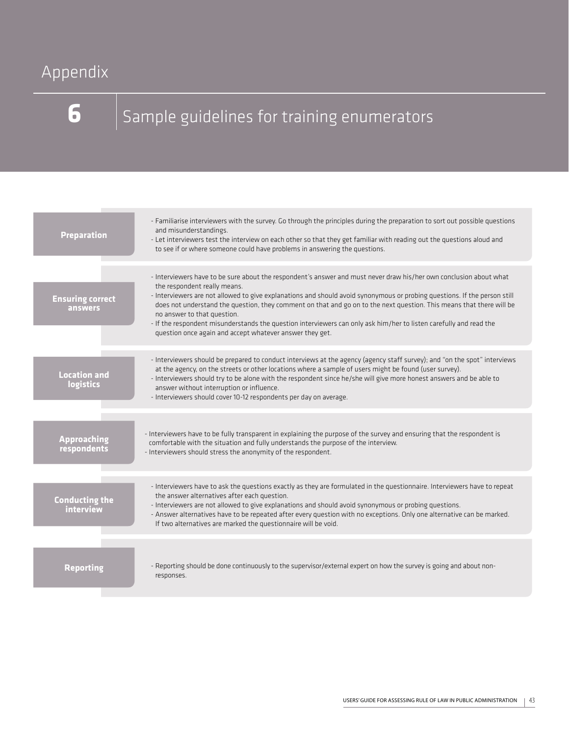# Appendix

## 6 Sample guidelines for training enumerators

| | |
|---|---|
| **Preparation** | - Familiarise interviewers with the survey. Go through the principles during the preparation to sort out possible questions and misunderstandings.<br>- Let interviewers test the interview on each other so that they get familiar with reading out the questions aloud and to see if or where someone could have problems in answering the questions. |
| **Ensuring correct answers** | - Interviewers have to be sure about the respondent's answer and must never draw his/her own conclusion about what the respondent really means.<br>- Interviewers are not allowed to give explanations and should avoid synonymous or probing questions. If the person still does not understand the question, they comment on that and go on to the next question. This means that there will be no answer to that question.<br>- If the respondent misunderstands the question interviewers can only ask him/her to listen carefully and read the question once again and accept whatever answer they get. |
| **Location and logistics** | - Interviewers should be prepared to conduct interviews at the agency (agency staff survey); and "on the spot" interviews at the agency, on the streets or other locations where a sample of users might be found (user survey).<br>- Interviewers should try to be alone with the respondent since he/she will give more honest answers and be able to answer without interruption or influence.<br>- Interviewers should cover 10-12 respondents per day on average. |
| **Approaching respondents** | - Interviewers have to be fully transparent in explaining the purpose of the survey and ensuring that the respondent is comfortable with the situation and fully understands the purpose of the interview.<br>- Interviewers should stress the anonymity of the respondent. |
| **Conducting the interview** | - Interviewers have to ask the questions exactly as they are formulated in the questionnaire. Interviewers have to repeat the answer alternatives after each question.<br>- Interviewers are not allowed to give explanations and should avoid synonymous or probing questions.<br>- Answer alternatives have to be repeated after every question with no exceptions. Only one alternative can be marked. If two alternatives are marked the questionnaire will be void. |
| **Reporting** | - Reporting should be done continuously to the supervisor/external expert on how the survey is going and about non-responses. |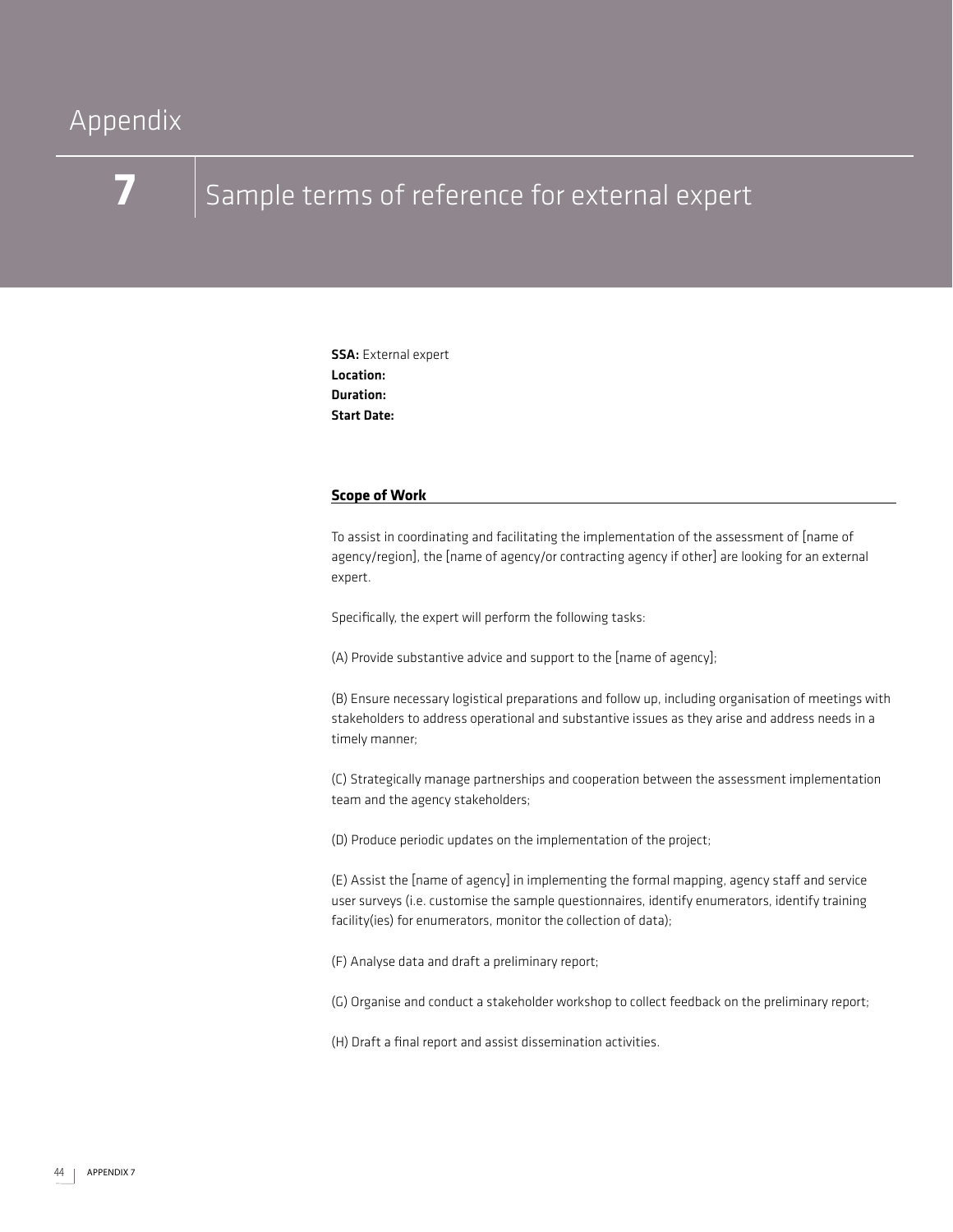# Appendix

## 7 Sample terms of reference for external expert

**SSA:** External expert
**Location:**
**Duration:**
**Start Date:**

**Scope of Work**

To assist in coordinating and facilitating the implementation of the assessment of [name of agency/region], the [name of agency/or contracting agency if other] are looking for an external expert.

Specifically, the expert will perform the following tasks:

(A) Provide substantive advice and support to the [name of agency];

(B) Ensure necessary logistical preparations and follow up, including organisation of meetings with stakeholders to address operational and substantive issues as they arise and address needs in a timely manner;

(C) Strategically manage partnerships and cooperation between the assessment implementation team and the agency stakeholders;

(D) Produce periodic updates on the implementation of the project;

(E) Assist the [name of agency] in implementing the formal mapping, agency staff and service user surveys (i.e. customise the sample questionnaires, identify enumerators, identify training facility(ies) for enumerators, monitor the collection of data);

(F) Analyse data and draft a preliminary report;

(G) Organise and conduct a stakeholder workshop to collect feedback on the preliminary report;

(H) Draft a final report and assist dissemination activities.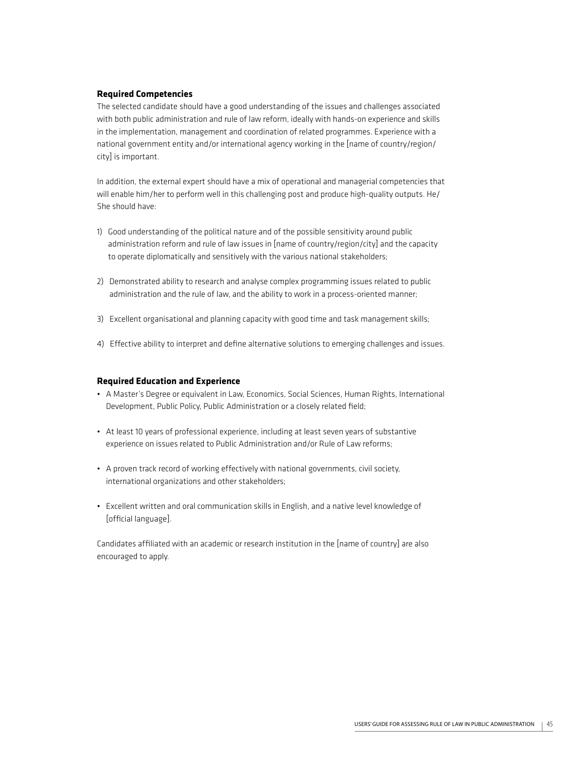### Required Competencies

The selected candidate should have a good understanding of the issues and challenges associated with both public administration and rule of law reform, ideally with hands-on experience and skills in the implementation, management and coordination of related programmes. Experience with a national government entity and/or international agency working in the [name of country/region/city] is important.

In addition, the external expert should have a mix of operational and managerial competencies that will enable him/her to perform well in this challenging post and produce high-quality outputs. He/She should have:

1) Good understanding of the political nature and of the possible sensitivity around public administration reform and rule of law issues in [name of country/region/city] and the capacity to operate diplomatically and sensitively with the various national stakeholders;

2) Demonstrated ability to research and analyse complex programming issues related to public administration and the rule of law, and the ability to work in a process-oriented manner;

3) Excellent organisational and planning capacity with good time and task management skills;

4) Effective ability to interpret and define alternative solutions to emerging challenges and issues.

### Required Education and Experience

- A Master's Degree or equivalent in Law, Economics, Social Sciences, Human Rights, International Development, Public Policy, Public Administration or a closely related field;

- At least 10 years of professional experience, including at least seven years of substantive experience on issues related to Public Administration and/or Rule of Law reforms;

- A proven track record of working effectively with national governments, civil society, international organizations and other stakeholders;

- Excellent written and oral communication skills in English, and a native level knowledge of [official language].

Candidates affiliated with an academic or research institution in the [name of country] are also encouraged to apply.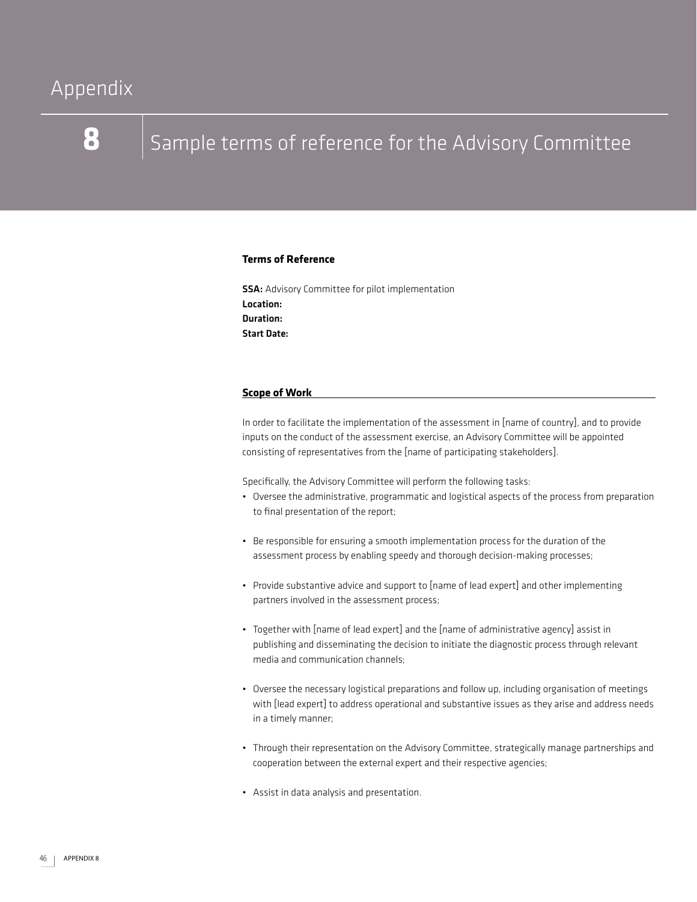# Appendix

## 8 Sample terms of reference for the Advisory Committee

**Terms of Reference**

**SSA:** Advisory Committee for pilot implementation
**Location:**
**Duration:**
**Start Date:**

**Scope of Work**

In order to facilitate the implementation of the assessment in [name of country], and to provide inputs on the conduct of the assessment exercise, an Advisory Committee will be appointed consisting of representatives from the [name of participating stakeholders].

Specifically, the Advisory Committee will perform the following tasks:

- Oversee the administrative, programmatic and logistical aspects of the process from preparation to final presentation of the report;
- Be responsible for ensuring a smooth implementation process for the duration of the assessment process by enabling speedy and thorough decision-making processes;
- Provide substantive advice and support to [name of lead expert] and other implementing partners involved in the assessment process;
- Together with [name of lead expert] and the [name of administrative agency] assist in publishing and disseminating the decision to initiate the diagnostic process through relevant media and communication channels;
- Oversee the necessary logistical preparations and follow up, including organisation of meetings with [lead expert] to address operational and substantive issues as they arise and address needs in a timely manner;
- Through their representation on the Advisory Committee, strategically manage partnerships and cooperation between the external expert and their respective agencies;
- Assist in data analysis and presentation.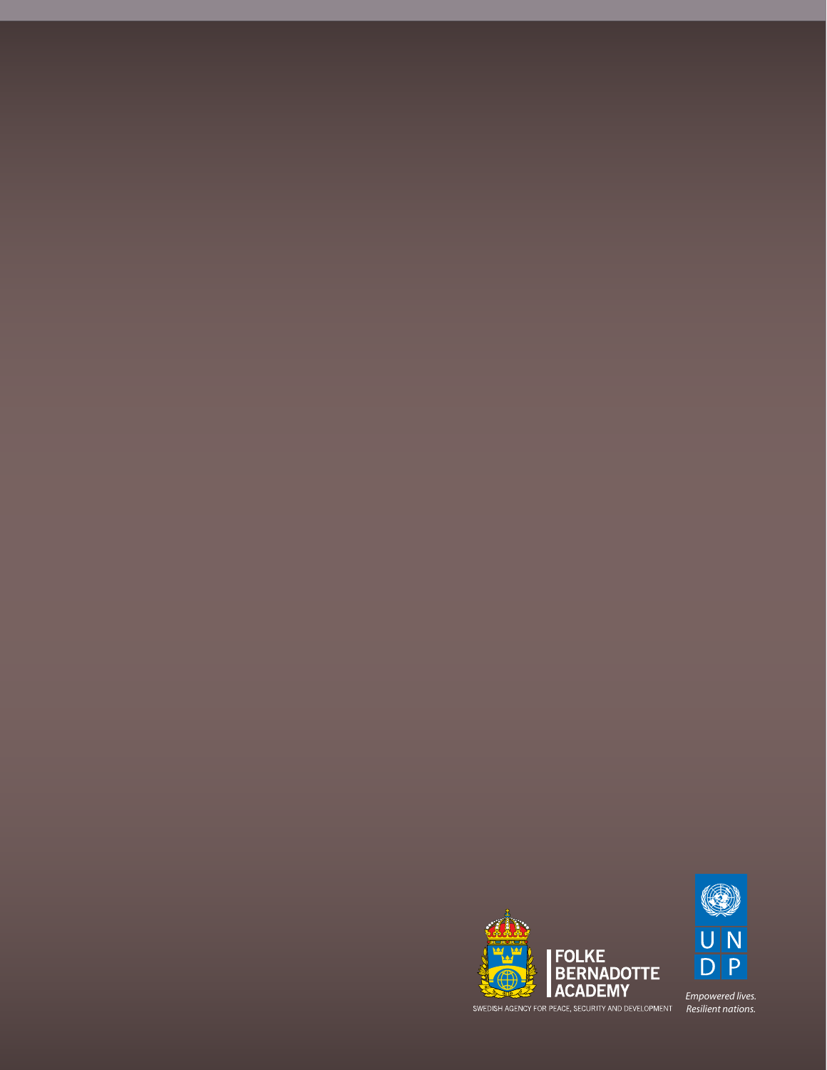FOLKE
BERNADOTTE
ACADEMY

SWEDISH AGENCY FOR PEACE, SECURITY AND DEVELOPMENT

U N
D P

*Empowered lives.*
*Resilient nations.*